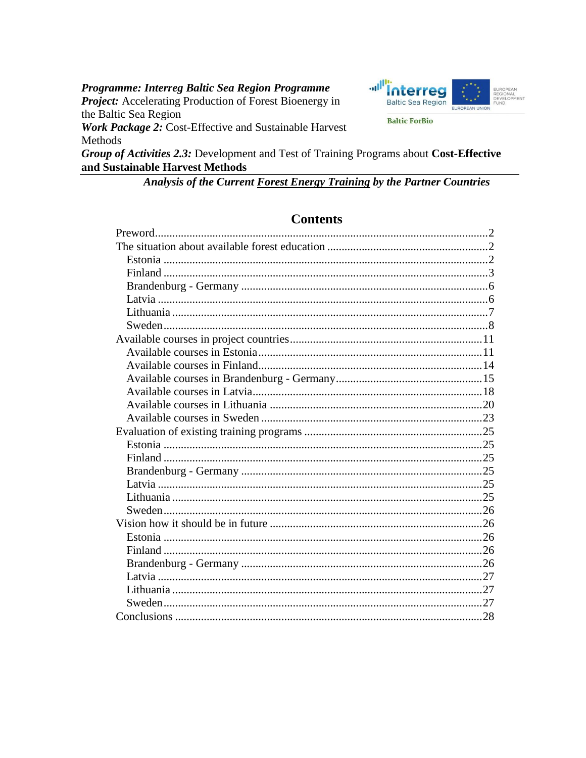***Programme: Interreg Baltic Sea Region Programme***
***Project:*** Accelerating Production of Forest Bioenergy in the Baltic Sea Region
***Work Package 2:*** Cost-Effective and Sustainable Harvest Methods
***Group of Activities 2.3:*** Development and Test of Training Programs about **Cost-Effective and Sustainable Harvest Methods**

Interreg Baltic Sea Region — EUROPEAN UNION — EUROPEAN REGIONAL DEVELOPMENT FUND

Baltic ForBio

***Analysis of the Current Forest Energy Training by the Partner Countries***

## Contents

Preword .....2
The situation about available forest education .....2
  Estonia .....2
  Finland .....3
  Brandenburg - Germany .....6
  Latvia .....6
  Lithuania .....7
  Sweden .....8
Available courses in project countries .....11
  Available courses in Estonia .....11
  Available courses in Finland .....14
  Available courses in Brandenburg - Germany .....15
  Available courses in Latvia .....18
  Available courses in Lithuania .....20
  Available courses in Sweden .....23
Evaluation of existing training programs .....25
  Estonia .....25
  Finland .....25
  Brandenburg - Germany .....25
  Latvia .....25
  Lithuania .....25
  Sweden .....26
Vision how it should be in future .....26
  Estonia .....26
  Finland .....26
  Brandenburg - Germany .....26
  Latvia .....27
  Lithuania .....27
  Sweden .....27
Conclusions .....28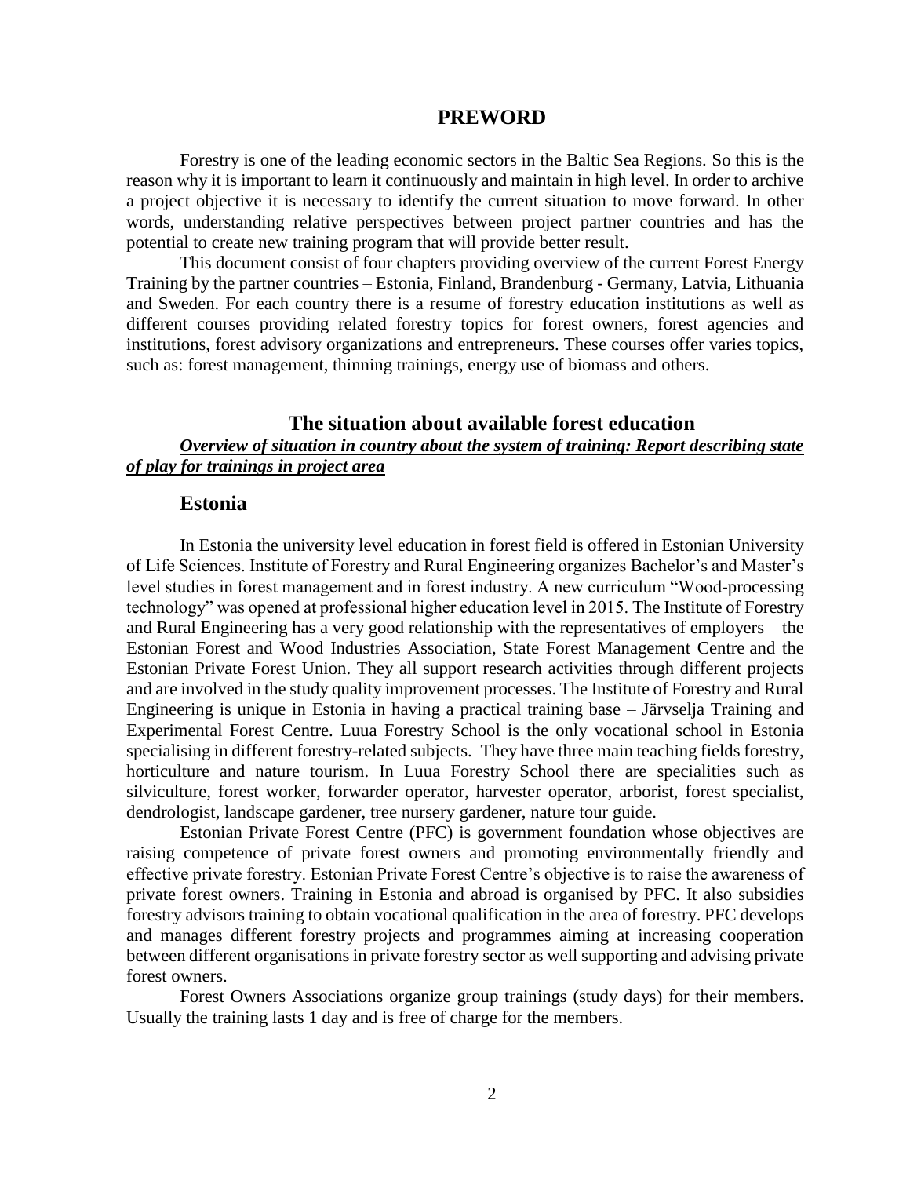# PREWORD

Forestry is one of the leading economic sectors in the Baltic Sea Regions. So this is the reason why it is important to learn it continuously and maintain in high level. In order to archive a project objective it is necessary to identify the current situation to move forward. In other words, understanding relative perspectives between project partner countries and has the potential to create new training program that will provide better result.

This document consist of four chapters providing overview of the current Forest Energy Training by the partner countries – Estonia, Finland, Brandenburg - Germany, Latvia, Lithuania and Sweden. For each country there is a resume of forestry education institutions as well as different courses providing related forestry topics for forest owners, forest agencies and institutions, forest advisory organizations and entrepreneurs. These courses offer varies topics, such as: forest management, thinning trainings, energy use of biomass and others.

# The situation about available forest education

***<u>Overview of situation in country about the system of training: Report describing state of play for trainings in project area</u>***

## Estonia

In Estonia the university level education in forest field is offered in Estonian University of Life Sciences. Institute of Forestry and Rural Engineering organizes Bachelor's and Master's level studies in forest management and in forest industry. A new curriculum "Wood-processing technology" was opened at professional higher education level in 2015. The Institute of Forestry and Rural Engineering has a very good relationship with the representatives of employers – the Estonian Forest and Wood Industries Association, State Forest Management Centre and the Estonian Private Forest Union. They all support research activities through different projects and are involved in the study quality improvement processes. The Institute of Forestry and Rural Engineering is unique in Estonia in having a practical training base – Järvselja Training and Experimental Forest Centre. Luua Forestry School is the only vocational school in Estonia specialising in different forestry-related subjects. They have three main teaching fields forestry, horticulture and nature tourism. In Luua Forestry School there are specialities such as silviculture, forest worker, forwarder operator, harvester operator, arborist, forest specialist, dendrologist, landscape gardener, tree nursery gardener, nature tour guide.

Estonian Private Forest Centre (PFC) is government foundation whose objectives are raising competence of private forest owners and promoting environmentally friendly and effective private forestry. Estonian Private Forest Centre's objective is to raise the awareness of private forest owners. Training in Estonia and abroad is organised by PFC. It also subsidies forestry advisors training to obtain vocational qualification in the area of forestry. PFC develops and manages different forestry projects and programmes aiming at increasing cooperation between different organisations in private forestry sector as well supporting and advising private forest owners.

Forest Owners Associations organize group trainings (study days) for their members. Usually the training lasts 1 day and is free of charge for the members.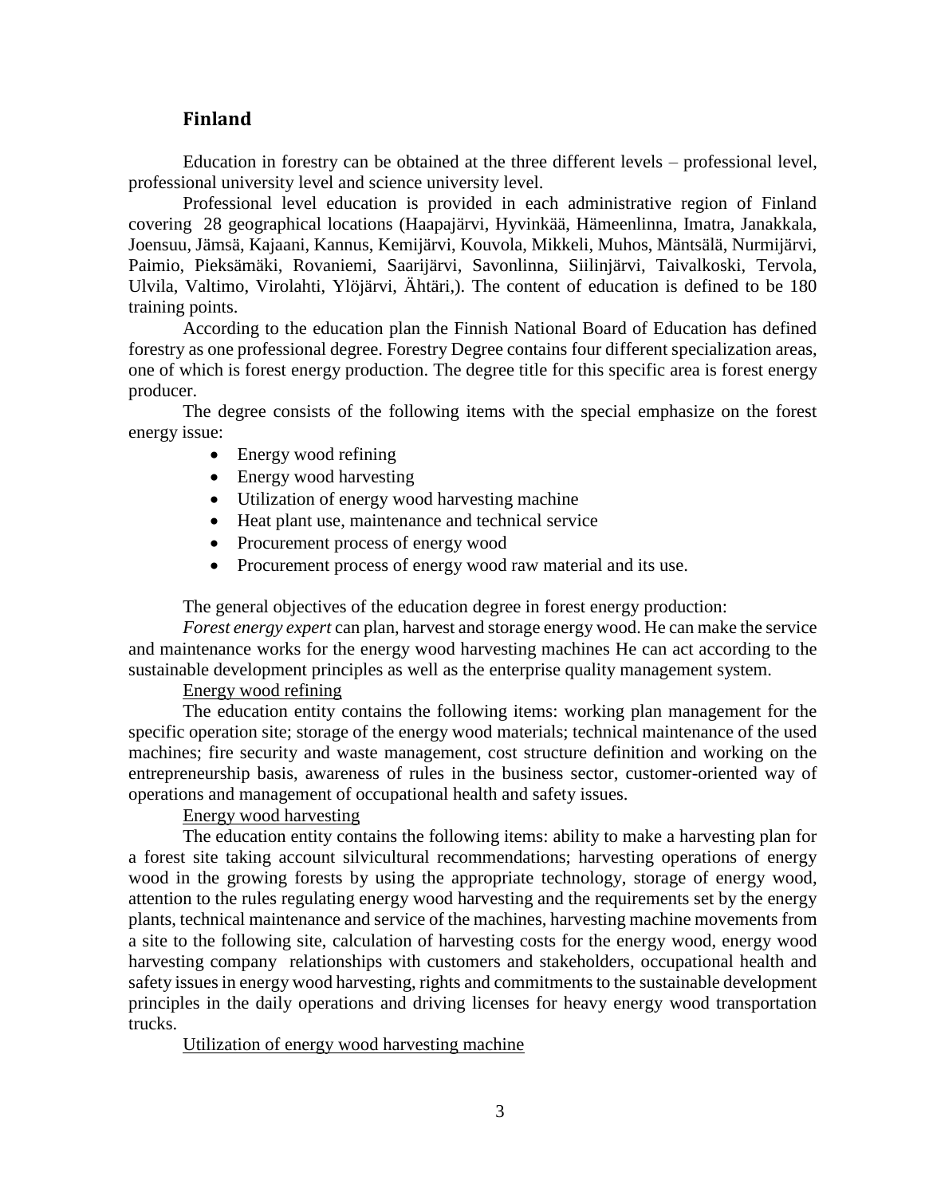## Finland

Education in forestry can be obtained at the three different levels – professional level, professional university level and science university level.

Professional level education is provided in each administrative region of Finland covering 28 geographical locations (Haapajärvi, Hyvinkää, Hämeenlinna, Imatra, Janakkala, Joensuu, Jämsä, Kajaani, Kannus, Kemijärvi, Kouvola, Mikkeli, Muhos, Mäntsälä, Nurmijärvi, Paimio, Pieksämäki, Rovaniemi, Saarijärvi, Savonlinna, Siilinjärvi, Taivalkoski, Tervola, Ulvila, Valtimo, Virolahti, Ylöjärvi, Ähtäri,). The content of education is defined to be 180 training points.

According to the education plan the Finnish National Board of Education has defined forestry as one professional degree. Forestry Degree contains four different specialization areas, one of which is forest energy production. The degree title for this specific area is forest energy producer.

The degree consists of the following items with the special emphasize on the forest energy issue:

- Energy wood refining
- Energy wood harvesting
- Utilization of energy wood harvesting machine
- Heat plant use, maintenance and technical service
- Procurement process of energy wood
- Procurement process of energy wood raw material and its use.

The general objectives of the education degree in forest energy production:

*Forest energy expert* can plan, harvest and storage energy wood. He can make the service and maintenance works for the energy wood harvesting machines He can act according to the sustainable development principles as well as the enterprise quality management system.

<u>Energy wood refining</u>

The education entity contains the following items: working plan management for the specific operation site; storage of the energy wood materials; technical maintenance of the used machines; fire security and waste management, cost structure definition and working on the entrepreneurship basis, awareness of rules in the business sector, customer-oriented way of operations and management of occupational health and safety issues.

<u>Energy wood harvesting</u>

The education entity contains the following items: ability to make a harvesting plan for a forest site taking account silvicultural recommendations; harvesting operations of energy wood in the growing forests by using the appropriate technology, storage of energy wood, attention to the rules regulating energy wood harvesting and the requirements set by the energy plants, technical maintenance and service of the machines, harvesting machine movements from a site to the following site, calculation of harvesting costs for the energy wood, energy wood harvesting company relationships with customers and stakeholders, occupational health and safety issues in energy wood harvesting, rights and commitments to the sustainable development principles in the daily operations and driving licenses for heavy energy wood transportation trucks.

<u>Utilization of energy wood harvesting machine</u>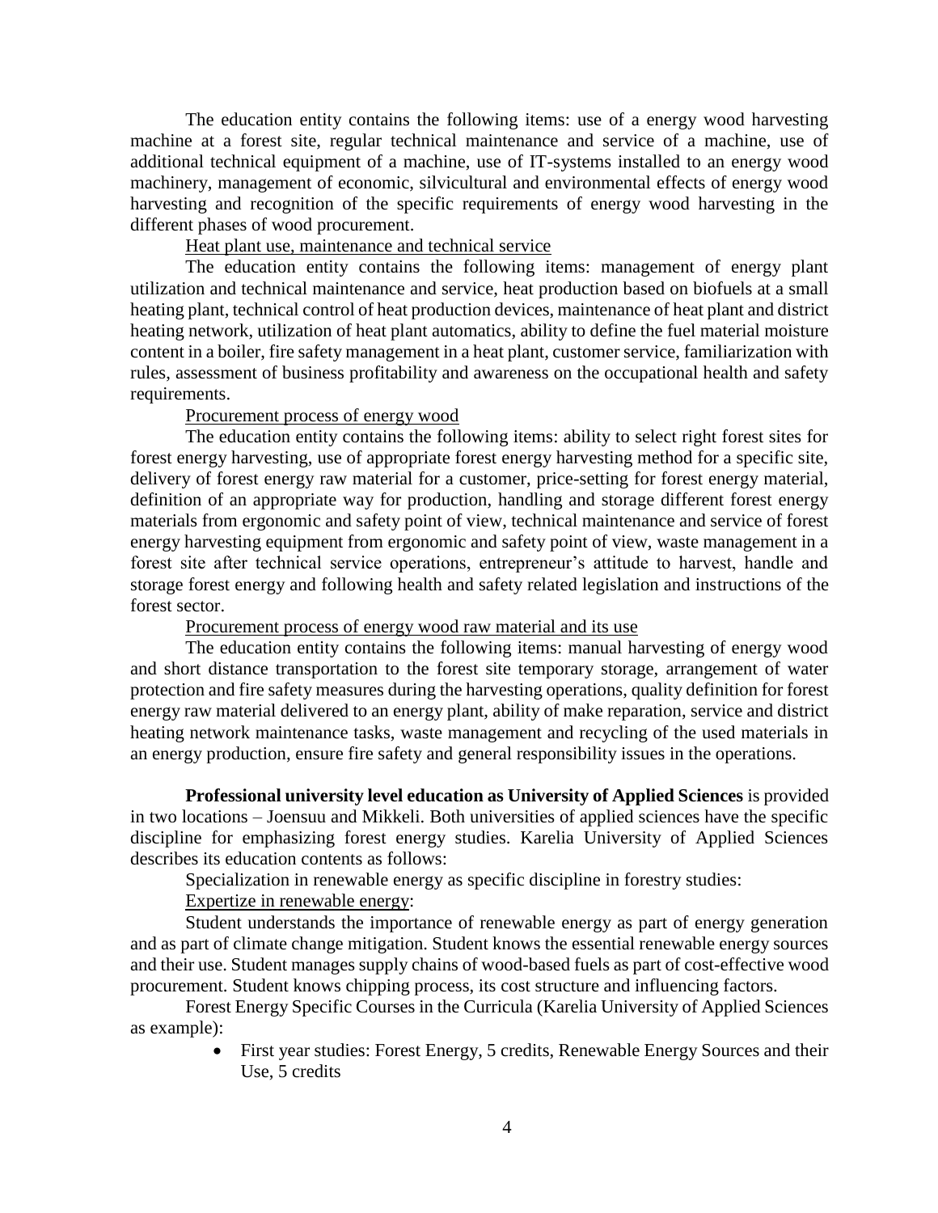The education entity contains the following items: use of a energy wood harvesting machine at a forest site, regular technical maintenance and service of a machine, use of additional technical equipment of a machine, use of IT-systems installed to an energy wood machinery, management of economic, silvicultural and environmental effects of energy wood harvesting and recognition of the specific requirements of energy wood harvesting in the different phases of wood procurement.

<u>Heat plant use, maintenance and technical service</u>

The education entity contains the following items: management of energy plant utilization and technical maintenance and service, heat production based on biofuels at a small heating plant, technical control of heat production devices, maintenance of heat plant and district heating network, utilization of heat plant automatics, ability to define the fuel material moisture content in a boiler, fire safety management in a heat plant, customer service, familiarization with rules, assessment of business profitability and awareness on the occupational health and safety requirements.

<u>Procurement process of energy wood</u>

The education entity contains the following items: ability to select right forest sites for forest energy harvesting, use of appropriate forest energy harvesting method for a specific site, delivery of forest energy raw material for a customer, price-setting for forest energy material, definition of an appropriate way for production, handling and storage different forest energy materials from ergonomic and safety point of view, technical maintenance and service of forest energy harvesting equipment from ergonomic and safety point of view, waste management in a forest site after technical service operations, entrepreneur's attitude to harvest, handle and storage forest energy and following health and safety related legislation and instructions of the forest sector.

<u>Procurement process of energy wood raw material and its use</u>

The education entity contains the following items: manual harvesting of energy wood and short distance transportation to the forest site temporary storage, arrangement of water protection and fire safety measures during the harvesting operations, quality definition for forest energy raw material delivered to an energy plant, ability of make reparation, service and district heating network maintenance tasks, waste management and recycling of the used materials in an energy production, ensure fire safety and general responsibility issues in the operations.

**Professional university level education as University of Applied Sciences** is provided in two locations – Joensuu and Mikkeli. Both universities of applied sciences have the specific discipline for emphasizing forest energy studies. Karelia University of Applied Sciences describes its education contents as follows:

Specialization in renewable energy as specific discipline in forestry studies:

<u>Expertize in renewable energy</u>:

Student understands the importance of renewable energy as part of energy generation and as part of climate change mitigation. Student knows the essential renewable energy sources and their use. Student manages supply chains of wood-based fuels as part of cost-effective wood procurement. Student knows chipping process, its cost structure and influencing factors.

Forest Energy Specific Courses in the Curricula (Karelia University of Applied Sciences as example):

- First year studies: Forest Energy, 5 credits, Renewable Energy Sources and their Use, 5 credits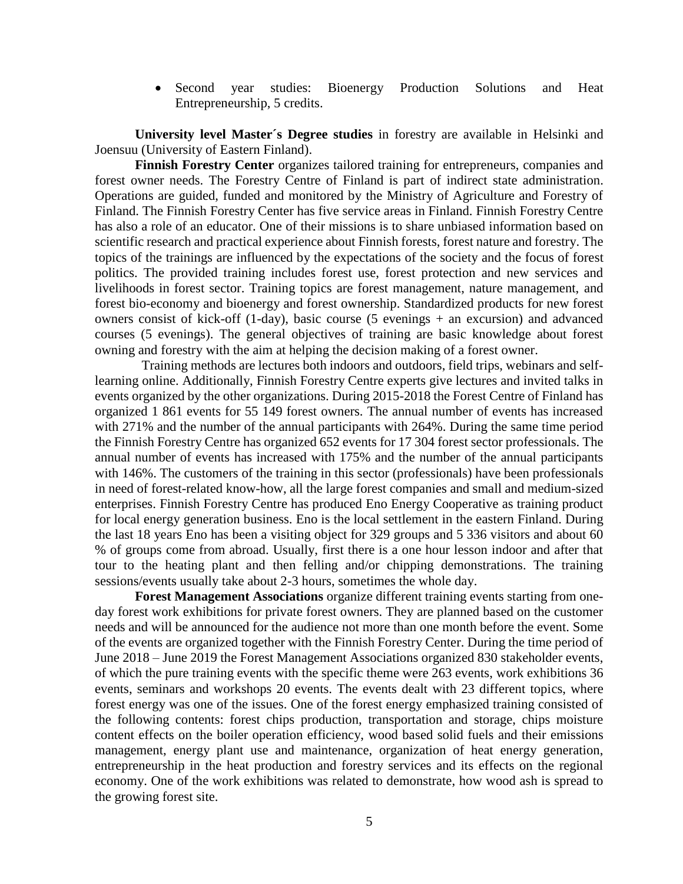- Second year studies: Bioenergy Production Solutions and Heat Entrepreneurship, 5 credits.

**University level Master´s Degree studies** in forestry are available in Helsinki and Joensuu (University of Eastern Finland).

**Finnish Forestry Center** organizes tailored training for entrepreneurs, companies and forest owner needs. The Forestry Centre of Finland is part of indirect state administration. Operations are guided, funded and monitored by the Ministry of Agriculture and Forestry of Finland. The Finnish Forestry Center has five service areas in Finland. Finnish Forestry Centre has also a role of an educator. One of their missions is to share unbiased information based on scientific research and practical experience about Finnish forests, forest nature and forestry. The topics of the trainings are influenced by the expectations of the society and the focus of forest politics. The provided training includes forest use, forest protection and new services and livelihoods in forest sector. Training topics are forest management, nature management, and forest bio-economy and bioenergy and forest ownership. Standardized products for new forest owners consist of kick-off (1-day), basic course (5 evenings + an excursion) and advanced courses (5 evenings). The general objectives of training are basic knowledge about forest owning and forestry with the aim at helping the decision making of a forest owner.

Training methods are lectures both indoors and outdoors, field trips, webinars and self-learning online. Additionally, Finnish Forestry Centre experts give lectures and invited talks in events organized by the other organizations. During 2015-2018 the Forest Centre of Finland has organized 1 861 events for 55 149 forest owners. The annual number of events has increased with 271% and the number of the annual participants with 264%. During the same time period the Finnish Forestry Centre has organized 652 events for 17 304 forest sector professionals. The annual number of events has increased with 175% and the number of the annual participants with 146%. The customers of the training in this sector (professionals) have been professionals in need of forest-related know-how, all the large forest companies and small and medium-sized enterprises. Finnish Forestry Centre has produced Eno Energy Cooperative as training product for local energy generation business. Eno is the local settlement in the eastern Finland. During the last 18 years Eno has been a visiting object for 329 groups and 5 336 visitors and about 60 % of groups come from abroad. Usually, first there is a one hour lesson indoor and after that tour to the heating plant and then felling and/or chipping demonstrations. The training sessions/events usually take about 2-3 hours, sometimes the whole day.

**Forest Management Associations** organize different training events starting from one-day forest work exhibitions for private forest owners. They are planned based on the customer needs and will be announced for the audience not more than one month before the event. Some of the events are organized together with the Finnish Forestry Center. During the time period of June 2018 – June 2019 the Forest Management Associations organized 830 stakeholder events, of which the pure training events with the specific theme were 263 events, work exhibitions 36 events, seminars and workshops 20 events. The events dealt with 23 different topics, where forest energy was one of the issues. One of the forest energy emphasized training consisted of the following contents: forest chips production, transportation and storage, chips moisture content effects on the boiler operation efficiency, wood based solid fuels and their emissions management, energy plant use and maintenance, organization of heat energy generation, entrepreneurship in the heat production and forestry services and its effects on the regional economy. One of the work exhibitions was related to demonstrate, how wood ash is spread to the growing forest site.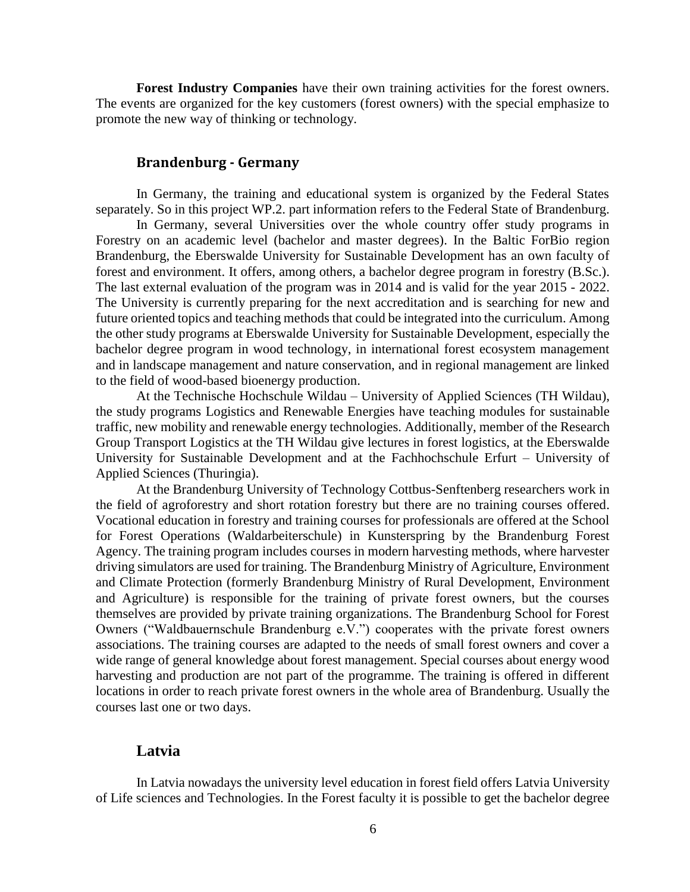**Forest Industry Companies** have their own training activities for the forest owners. The events are organized for the key customers (forest owners) with the special emphasize to promote the new way of thinking or technology.

## Brandenburg - Germany

In Germany, the training and educational system is organized by the Federal States separately. So in this project WP.2. part information refers to the Federal State of Brandenburg.

In Germany, several Universities over the whole country offer study programs in Forestry on an academic level (bachelor and master degrees). In the Baltic ForBio region Brandenburg, the Eberswalde University for Sustainable Development has an own faculty of forest and environment. It offers, among others, a bachelor degree program in forestry (B.Sc.). The last external evaluation of the program was in 2014 and is valid for the year 2015 - 2022. The University is currently preparing for the next accreditation and is searching for new and future oriented topics and teaching methods that could be integrated into the curriculum. Among the other study programs at Eberswalde University for Sustainable Development, especially the bachelor degree program in wood technology, in international forest ecosystem management and in landscape management and nature conservation, and in regional management are linked to the field of wood-based bioenergy production.

At the Technische Hochschule Wildau – University of Applied Sciences (TH Wildau), the study programs Logistics and Renewable Energies have teaching modules for sustainable traffic, new mobility and renewable energy technologies. Additionally, member of the Research Group Transport Logistics at the TH Wildau give lectures in forest logistics, at the Eberswalde University for Sustainable Development and at the Fachhochschule Erfurt – University of Applied Sciences (Thuringia).

At the Brandenburg University of Technology Cottbus-Senftenberg researchers work in the field of agroforestry and short rotation forestry but there are no training courses offered. Vocational education in forestry and training courses for professionals are offered at the School for Forest Operations (Waldarbeiterschule) in Kunsterspring by the Brandenburg Forest Agency. The training program includes courses in modern harvesting methods, where harvester driving simulators are used for training. The Brandenburg Ministry of Agriculture, Environment and Climate Protection (formerly Brandenburg Ministry of Rural Development, Environment and Agriculture) is responsible for the training of private forest owners, but the courses themselves are provided by private training organizations. The Brandenburg School for Forest Owners ("Waldbauernschule Brandenburg e.V.") cooperates with the private forest owners associations. The training courses are adapted to the needs of small forest owners and cover a wide range of general knowledge about forest management. Special courses about energy wood harvesting and production are not part of the programme. The training is offered in different locations in order to reach private forest owners in the whole area of Brandenburg. Usually the courses last one or two days.

## Latvia

In Latvia nowadays the university level education in forest field offers Latvia University of Life sciences and Technologies. In the Forest faculty it is possible to get the bachelor degree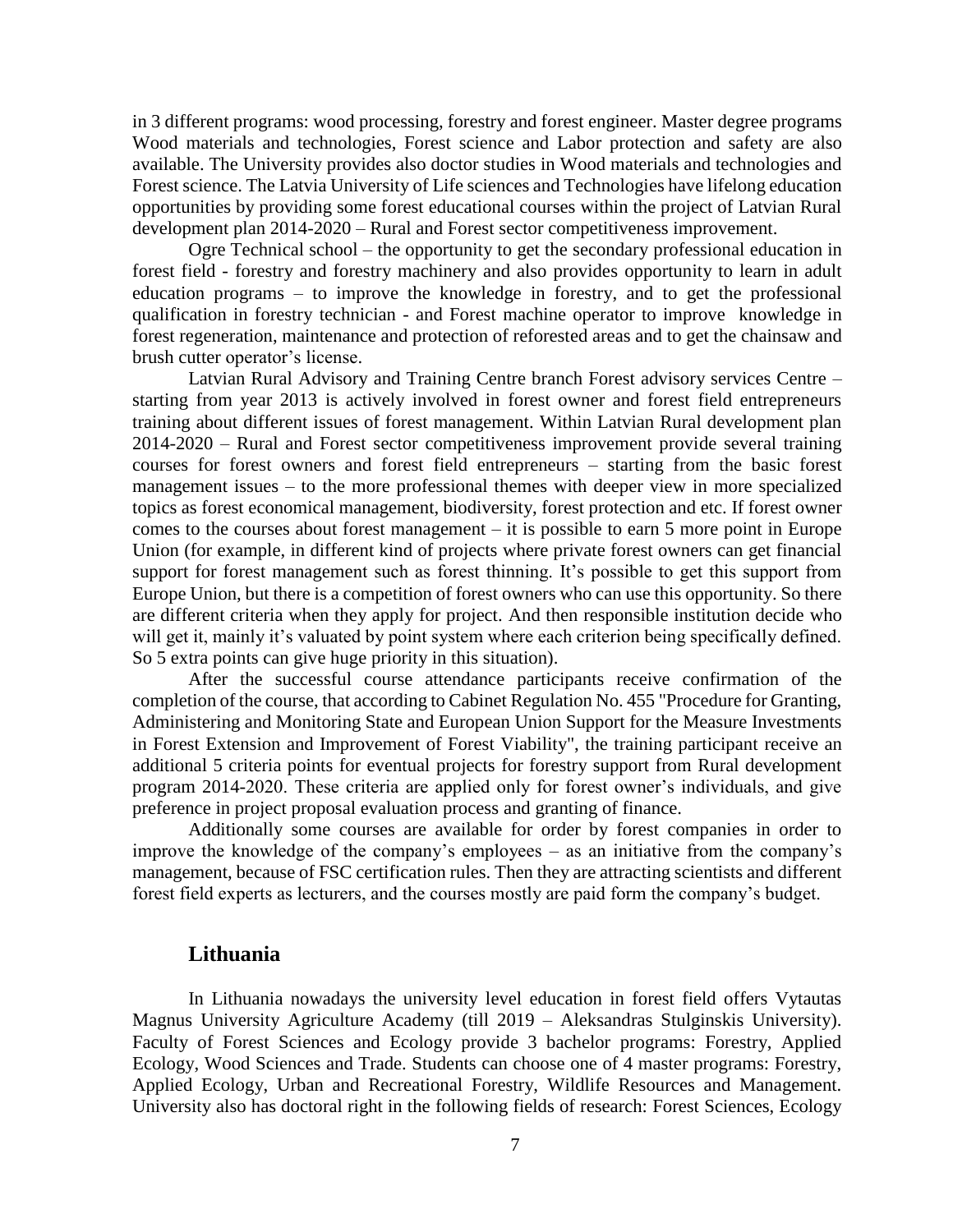in 3 different programs: wood processing, forestry and forest engineer. Master degree programs Wood materials and technologies, Forest science and Labor protection and safety are also available. The University provides also doctor studies in Wood materials and technologies and Forest science. The Latvia University of Life sciences and Technologies have lifelong education opportunities by providing some forest educational courses within the project of Latvian Rural development plan 2014-2020 – Rural and Forest sector competitiveness improvement.

Ogre Technical school – the opportunity to get the secondary professional education in forest field - forestry and forestry machinery and also provides opportunity to learn in adult education programs – to improve the knowledge in forestry, and to get the professional qualification in forestry technician - and Forest machine operator to improve knowledge in forest regeneration, maintenance and protection of reforested areas and to get the chainsaw and brush cutter operator's license.

Latvian Rural Advisory and Training Centre branch Forest advisory services Centre – starting from year 2013 is actively involved in forest owner and forest field entrepreneurs training about different issues of forest management. Within Latvian Rural development plan 2014-2020 – Rural and Forest sector competitiveness improvement provide several training courses for forest owners and forest field entrepreneurs – starting from the basic forest management issues – to the more professional themes with deeper view in more specialized topics as forest economical management, biodiversity, forest protection and etc. If forest owner comes to the courses about forest management – it is possible to earn 5 more point in Europe Union (for example, in different kind of projects where private forest owners can get financial support for forest management such as forest thinning. It's possible to get this support from Europe Union, but there is a competition of forest owners who can use this opportunity. So there are different criteria when they apply for project. And then responsible institution decide who will get it, mainly it's valuated by point system where each criterion being specifically defined. So 5 extra points can give huge priority in this situation).

After the successful course attendance participants receive confirmation of the completion of the course, that according to Cabinet Regulation No. 455 "Procedure for Granting, Administering and Monitoring State and European Union Support for the Measure Investments in Forest Extension and Improvement of Forest Viability", the training participant receive an additional 5 criteria points for eventual projects for forestry support from Rural development program 2014-2020. These criteria are applied only for forest owner's individuals, and give preference in project proposal evaluation process and granting of finance.

Additionally some courses are available for order by forest companies in order to improve the knowledge of the company's employees – as an initiative from the company's management, because of FSC certification rules. Then they are attracting scientists and different forest field experts as lecturers, and the courses mostly are paid form the company's budget.

## Lithuania

In Lithuania nowadays the university level education in forest field offers Vytautas Magnus University Agriculture Academy (till 2019 – Aleksandras Stulginskis University). Faculty of Forest Sciences and Ecology provide 3 bachelor programs: Forestry, Applied Ecology, Wood Sciences and Trade. Students can choose one of 4 master programs: Forestry, Applied Ecology, Urban and Recreational Forestry, Wildlife Resources and Management. University also has doctoral right in the following fields of research: Forest Sciences, Ecology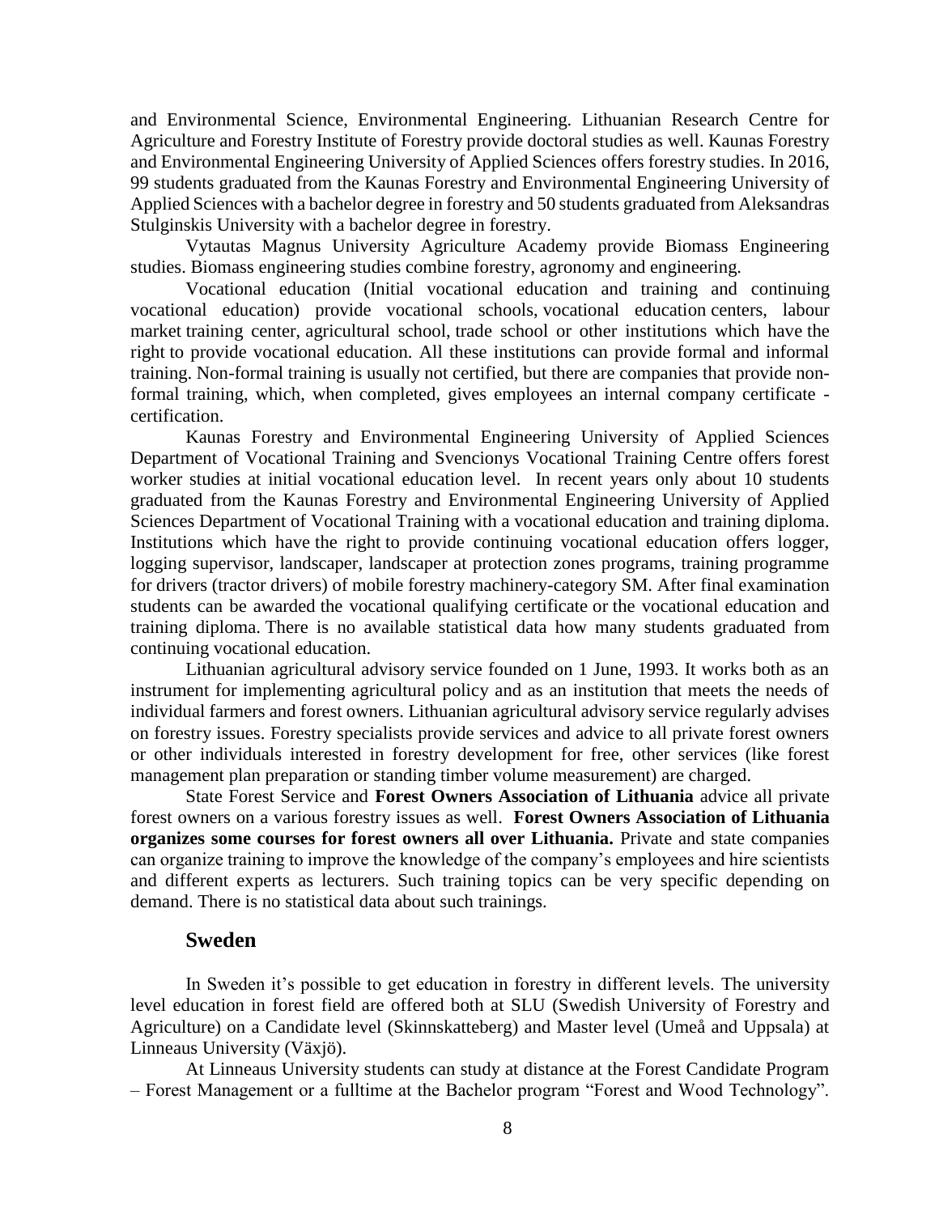and Environmental Science, Environmental Engineering. Lithuanian Research Centre for Agriculture and Forestry Institute of Forestry provide doctoral studies as well. Kaunas Forestry and Environmental Engineering University of Applied Sciences offers forestry studies. In 2016, 99 students graduated from the Kaunas Forestry and Environmental Engineering University of Applied Sciences with a bachelor degree in forestry and 50 students graduated from Aleksandras Stulginskis University with a bachelor degree in forestry.

Vytautas Magnus University Agriculture Academy provide Biomass Engineering studies. Biomass engineering studies combine forestry, agronomy and engineering.

Vocational education (Initial vocational education and training and continuing vocational education) provide vocational schools, vocational education centers, labour market training center, agricultural school, trade school or other institutions which have the right to provide vocational education. All these institutions can provide formal and informal training. Non-formal training is usually not certified, but there are companies that provide non-formal training, which, when completed, gives employees an internal company certificate - certification.

Kaunas Forestry and Environmental Engineering University of Applied Sciences Department of Vocational Training and Svencionys Vocational Training Centre offers forest worker studies at initial vocational education level. In recent years only about 10 students graduated from the Kaunas Forestry and Environmental Engineering University of Applied Sciences Department of Vocational Training with a vocational education and training diploma. Institutions which have the right to provide continuing vocational education offers logger, logging supervisor, landscaper, landscaper at protection zones programs, training programme for drivers (tractor drivers) of mobile forestry machinery-category SM. After final examination students can be awarded the vocational qualifying certificate or the vocational education and training diploma. There is no available statistical data how many students graduated from continuing vocational education.

Lithuanian agricultural advisory service founded on 1 June, 1993. It works both as an instrument for implementing agricultural policy and as an institution that meets the needs of individual farmers and forest owners. Lithuanian agricultural advisory service regularly advises on forestry issues. Forestry specialists provide services and advice to all private forest owners or other individuals interested in forestry development for free, other services (like forest management plan preparation or standing timber volume measurement) are charged.

State Forest Service and **Forest Owners Association of Lithuania** advice all private forest owners on a various forestry issues as well. **Forest Owners Association of Lithuania organizes some courses for forest owners all over Lithuania.** Private and state companies can organize training to improve the knowledge of the company's employees and hire scientists and different experts as lecturers. Such training topics can be very specific depending on demand. There is no statistical data about such trainings.

## Sweden

In Sweden it's possible to get education in forestry in different levels. The university level education in forest field are offered both at SLU (Swedish University of Forestry and Agriculture) on a Candidate level (Skinnskatteberg) and Master level (Umeå and Uppsala) at Linneaus University (Växjö).

At Linneaus University students can study at distance at the Forest Candidate Program – Forest Management or a fulltime at the Bachelor program "Forest and Wood Technology".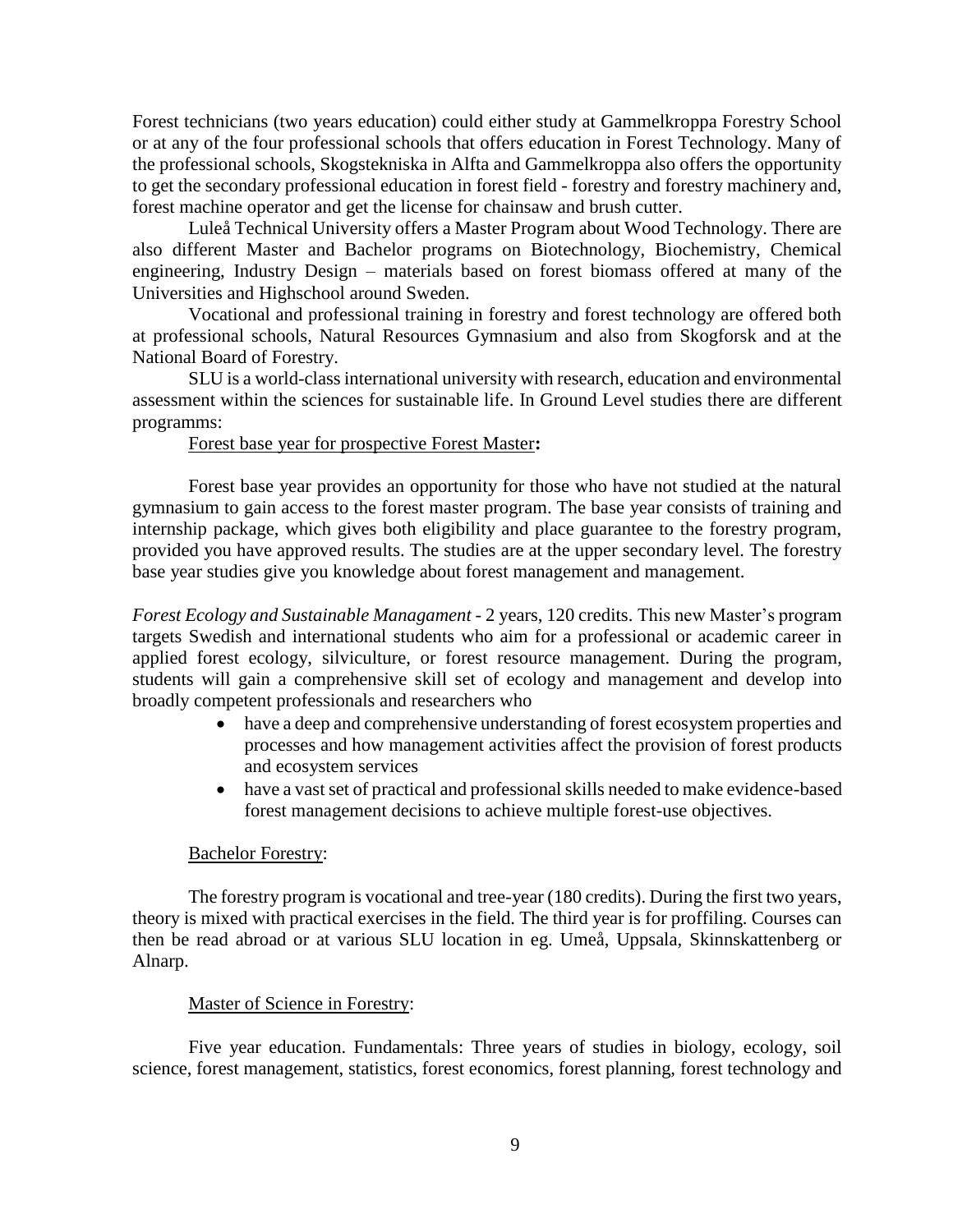Forest technicians (two years education) could either study at Gammelkroppa Forestry School or at any of the four professional schools that offers education in Forest Technology. Many of the professional schools, Skogstekniska in Alfta and Gammelkroppa also offers the opportunity to get the secondary professional education in forest field - forestry and forestry machinery and, forest machine operator and get the license for chainsaw and brush cutter.

Luleå Technical University offers a Master Program about Wood Technology. There are also different Master and Bachelor programs on Biotechnology, Biochemistry, Chemical engineering, Industry Design – materials based on forest biomass offered at many of the Universities and Highschool around Sweden.

Vocational and professional training in forestry and forest technology are offered both at professional schools, Natural Resources Gymnasium and also from Skogforsk and at the National Board of Forestry.

SLU is a world-class international university with research, education and environmental assessment within the sciences for sustainable life. In Ground Level studies there are different programms:

Forest base year for prospective Forest Master**:**

Forest base year provides an opportunity for those who have not studied at the natural gymnasium to gain access to the forest master program. The base year consists of training and internship package, which gives both eligibility and place guarantee to the forestry program, provided you have approved results. The studies are at the upper secondary level. The forestry base year studies give you knowledge about forest management and management.

*Forest Ecology and Sustainable Managament* - 2 years, 120 credits. This new Master's program targets Swedish and international students who aim for a professional or academic career in applied forest ecology, silviculture, or forest resource management. During the program, students will gain a comprehensive skill set of ecology and management and develop into broadly competent professionals and researchers who

- have a deep and comprehensive understanding of forest ecosystem properties and processes and how management activities affect the provision of forest products and ecosystem services
- have a vast set of practical and professional skills needed to make evidence-based forest management decisions to achieve multiple forest-use objectives.

Bachelor Forestry:

The forestry program is vocational and tree-year (180 credits). During the first two years, theory is mixed with practical exercises in the field. The third year is for proffiling. Courses can then be read abroad or at various SLU location in eg. Umeå, Uppsala, Skinnskattenberg or Alnarp.

Master of Science in Forestry:

Five year education. Fundamentals: Three years of studies in biology, ecology, soil science, forest management, statistics, forest economics, forest planning, forest technology and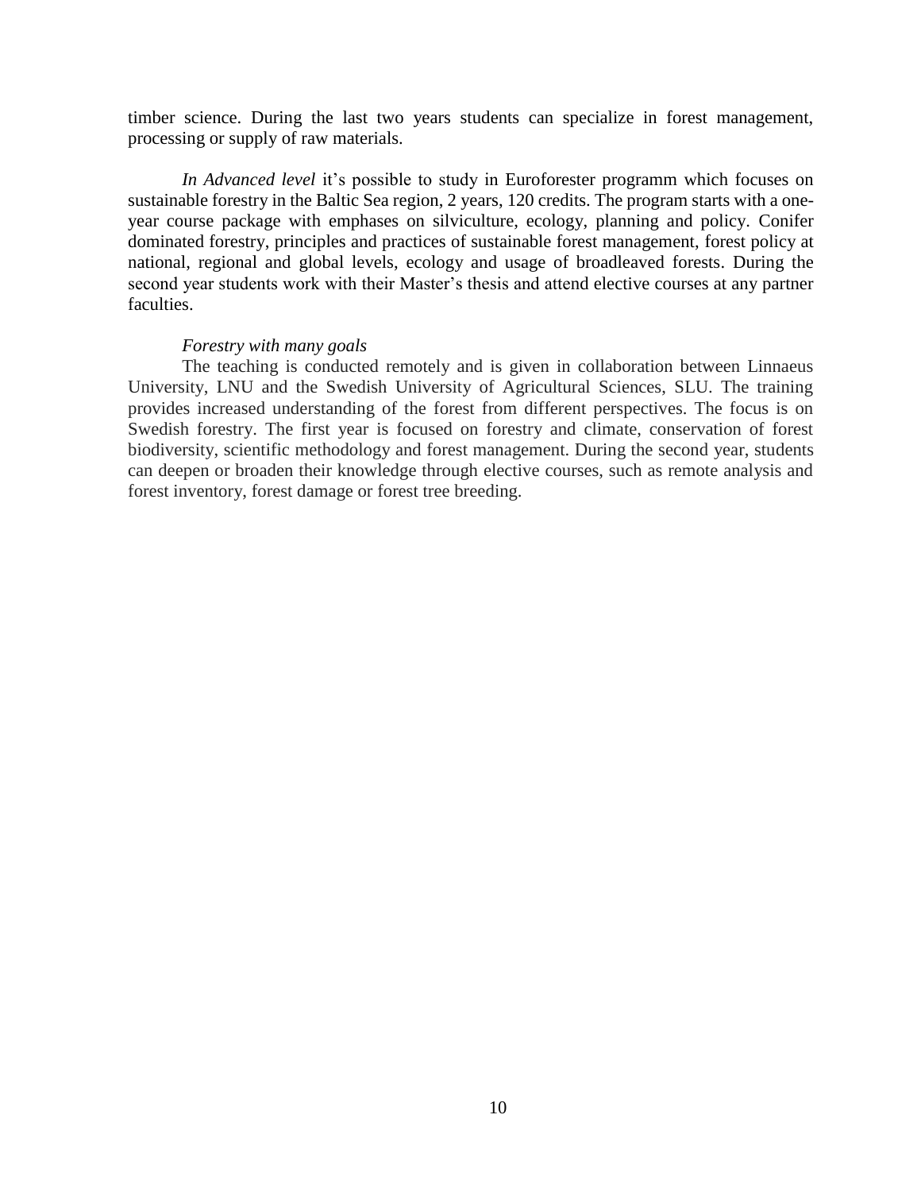timber science. During the last two years students can specialize in forest management, processing or supply of raw materials.

*In Advanced level* it's possible to study in Euroforester programm which focuses on sustainable forestry in the Baltic Sea region, 2 years, 120 credits. The program starts with a one-year course package with emphases on silviculture, ecology, planning and policy. Conifer dominated forestry, principles and practices of sustainable forest management, forest policy at national, regional and global levels, ecology and usage of broadleaved forests. During the second year students work with their Master's thesis and attend elective courses at any partner faculties.

*Forestry with many goals*

The teaching is conducted remotely and is given in collaboration between Linnaeus University, LNU and the Swedish University of Agricultural Sciences, SLU. The training provides increased understanding of the forest from different perspectives. The focus is on Swedish forestry. The first year is focused on forestry and climate, conservation of forest biodiversity, scientific methodology and forest management. During the second year, students can deepen or broaden their knowledge through elective courses, such as remote analysis and forest inventory, forest damage or forest tree breeding.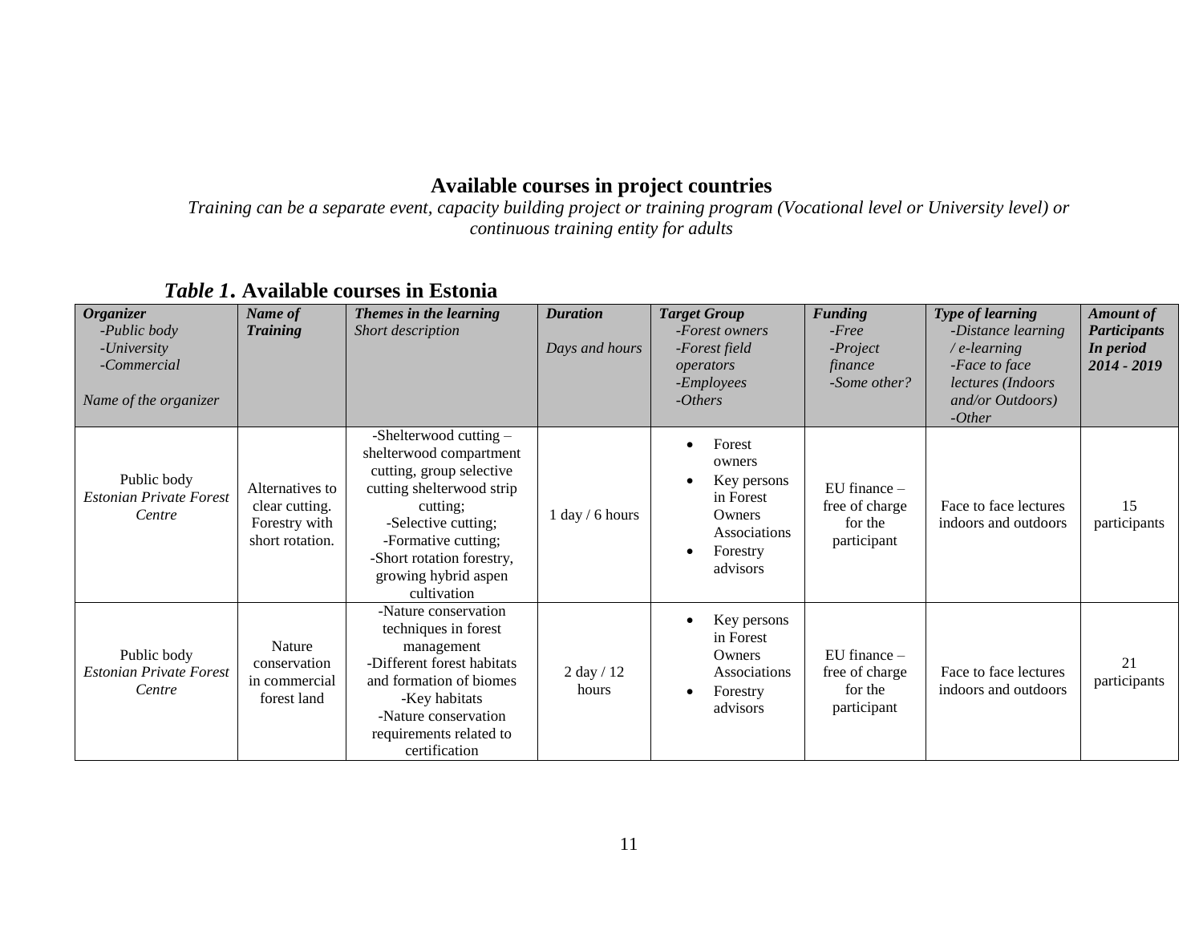# Available courses in project countries

*Training can be a separate event, capacity building project or training program (Vocational level or University level) or continuous training entity for adults*

## *Table 1.* Available courses in Estonia

| ***Organizer*** *-Public body* *-University* *-Commercial* *Name of the organizer* | ***Name of Training*** | ***Themes in the learning*** *Short description* | ***Duration*** *Days and hours* | ***Target Group*** *-Forest owners* *-Forest field operators* *-Employees* *-Others* | ***Funding*** *-Free* *-Project finance* *-Some other?* | ***Type of learning*** *-Distance learning / e-learning* *-Face to face lectures (Indoors and/or Outdoors)* *-Other* | ***Amount of Participants In period 2014 - 2019*** |
|---|---|---|---|---|---|---|---|
| Public body *Estonian Private Forest Centre* | Alternatives to clear cutting. Forestry with short rotation. | -Shelterwood cutting – shelterwood compartment cutting, group selective cutting shelterwood strip cutting; -Selective cutting; -Formative cutting; -Short rotation forestry, growing hybrid aspen cultivation | 1 day / 6 hours | • Forest owners • Key persons in Forest Owners Associations • Forestry advisors | EU finance – free of charge for the participant | Face to face lectures indoors and outdoors | 15 participants |
| Public body *Estonian Private Forest Centre* | Nature conservation in commercial forest land | -Nature conservation techniques in forest management -Different forest habitats and formation of biomes -Key habitats -Nature conservation requirements related to certification | 2 day / 12 hours | • Key persons in Forest Owners Associations • Forestry advisors | EU finance – free of charge for the participant | Face to face lectures indoors and outdoors | 21 participants |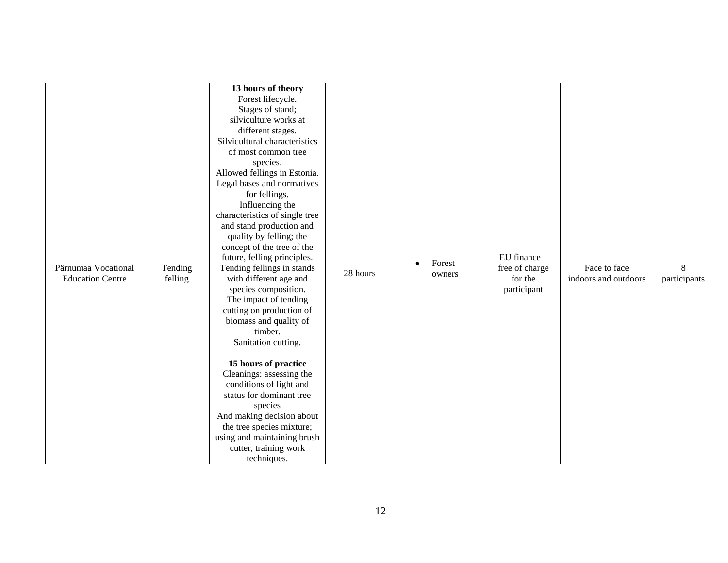| Pärnumaa Vocational Education Centre | Tending felling | **13 hours of theory**<br>Forest lifecycle.<br>Stages of stand; silviculture works at different stages.<br>Silvicultural characteristics of most common tree species.<br>Allowed fellings in Estonia.<br>Legal bases and normatives for fellings.<br>Influencing the characteristics of single tree and stand production and quality by felling; the concept of the tree of the future, felling principles.<br>Tending fellings in stands with different age and species composition.<br>The impact of tending cutting on production of biomass and quality of timber.<br>Sanitation cutting.<br><br>**15 hours of practice**<br>Cleanings: assessing the conditions of light and status for dominant tree species<br>And making decision about the tree species mixture; using and maintaining brush cutter, training work techniques. | 28 hours | • Forest owners | EU finance – free of charge for the participant | Face to face indoors and outdoors | 8 participants |
|---|---|---|---|---|---|---|---|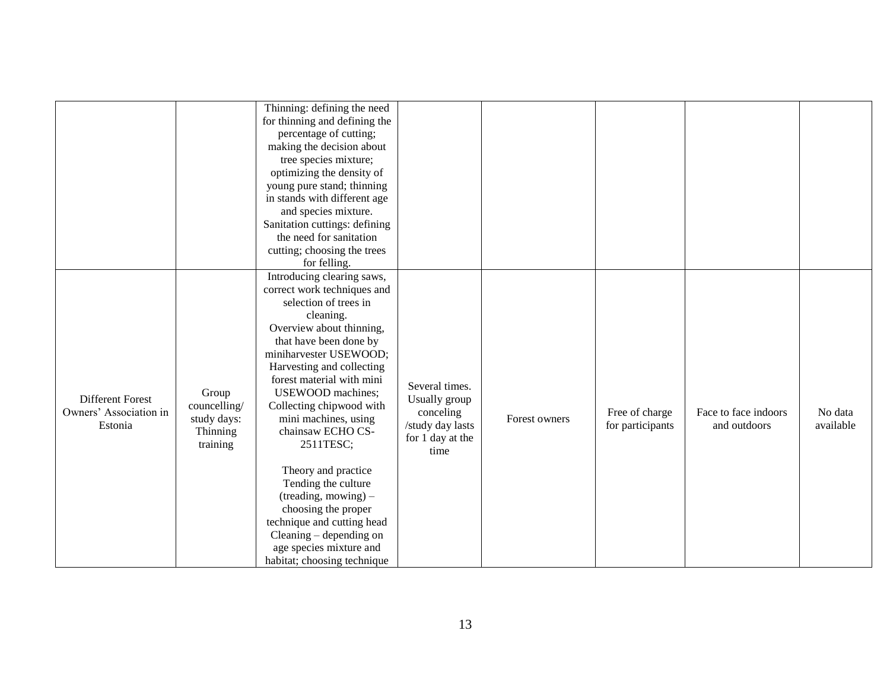| | | | | | | | |
|---|---|---|---|---|---|---|---|
| | | Thinning: defining the need for thinning and defining the percentage of cutting; making the decision about tree species mixture; optimizing the density of young pure stand; thinning in stands with different age and species mixture. Sanitation cuttings: defining the need for sanitation cutting; choosing the trees for felling. | | | | | |
| Different Forest Owners' Association in Estonia | Group councelling/ study days: Thinning training | Introducing clearing saws, correct work techniques and selection of trees in cleaning. Overview about thinning, that have been done by miniharvester USEWOOD; Harvesting and collecting forest material with mini USEWOOD machines; Collecting chipwood with mini machines, using chainsaw ECHO CS-2511TESC; <br><br> Theory and practice Tending the culture (treading, mowing) – choosing the proper technique and cutting head Cleaning – depending on age species mixture and habitat; choosing technique | Several times. Usually group conceling /study day lasts for 1 day at the time | Forest owners | Free of charge for participants | Face to face indoors and outdoors | No data available |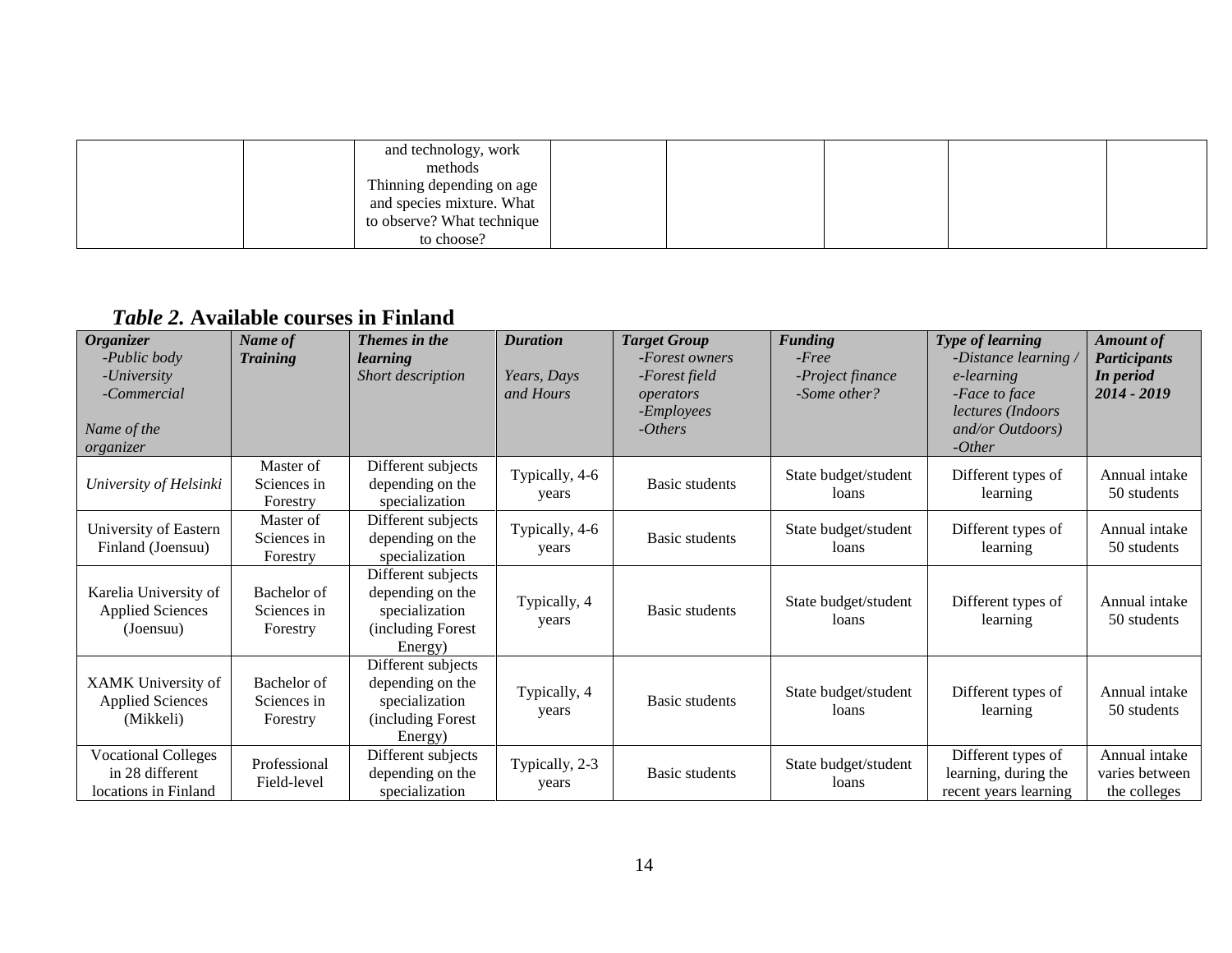| | | and technology, work methods Thinning depending on age and species mixture. What to observe? What technique to choose? | | | | | |
|---|---|---|---|---|---|---|---|

***Table 2.* Available courses in Finland**

| ***Organizer*** *-Public body -University -Commercial* *Name of the organizer* | ***Name of Training*** | ***Themes in the learning*** *Short description* | ***Duration*** *Years, Days and Hours* | ***Target Group*** *-Forest owners -Forest field operators -Employees -Others* | ***Funding*** *-Free -Project finance -Some other?* | ***Type of learning*** *-Distance learning / e-learning -Face to face lectures (Indoors and/or Outdoors) -Other* | ***Amount of Participants In period 2014 - 2019*** |
|---|---|---|---|---|---|---|---|
| *University of Helsinki* | Master of Sciences in Forestry | Different subjects depending on the specialization | Typically, 4-6 years | Basic students | State budget/student loans | Different types of learning | Annual intake 50 students |
| University of Eastern Finland (Joensuu) | Master of Sciences in Forestry | Different subjects depending on the specialization | Typically, 4-6 years | Basic students | State budget/student loans | Different types of learning | Annual intake 50 students |
| Karelia University of Applied Sciences (Joensuu) | Bachelor of Sciences in Forestry | Different subjects depending on the specialization (including Forest Energy) | Typically, 4 years | Basic students | State budget/student loans | Different types of learning | Annual intake 50 students |
| XAMK University of Applied Sciences (Mikkeli) | Bachelor of Sciences in Forestry | Different subjects depending on the specialization (including Forest Energy) | Typically, 4 years | Basic students | State budget/student loans | Different types of learning | Annual intake 50 students |
| Vocational Colleges in 28 different locations in Finland | Professional Field-level | Different subjects depending on the specialization | Typically, 2-3 years | Basic students | State budget/student loans | Different types of learning, during the recent years learning | Annual intake varies between the colleges |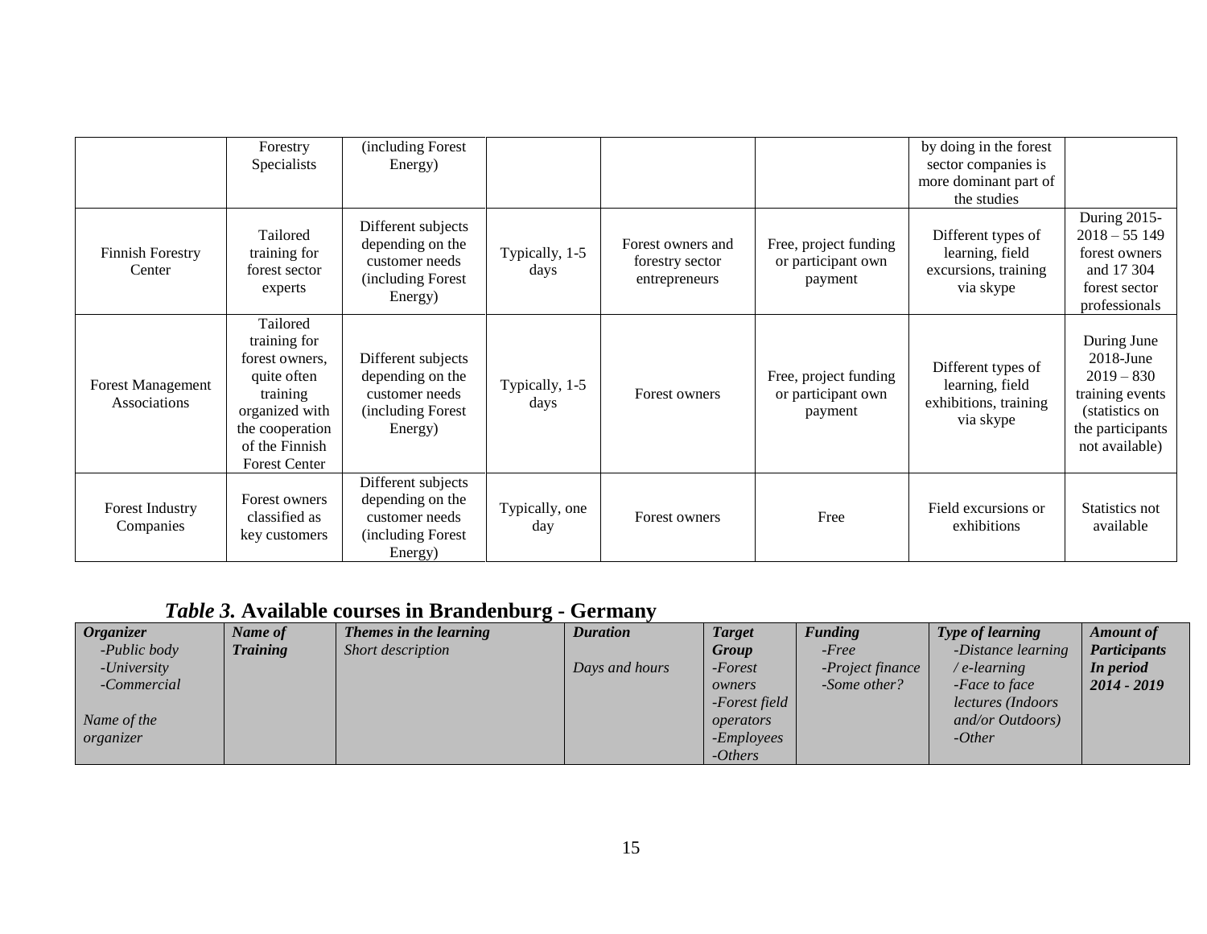|  | Forestry Specialists | (including Forest Energy) |  |  |  | by doing in the forest sector companies is more dominant part of the studies |  |
|---|---|---|---|---|---|---|---|
| Finnish Forestry Center | Tailored training for forest sector experts | Different subjects depending on the customer needs (including Forest Energy) | Typically, 1-5 days | Forest owners and forestry sector entrepreneurs | Free, project funding or participant own payment | Different types of learning, field excursions, training via skype | During 2015-2018 – 55 149 forest owners and 17 304 forest sector professionals |
| Forest Management Associations | Tailored training for forest owners, quite often training organized with the cooperation of the Finnish Forest Center | Different subjects depending on the customer needs (including Forest Energy) | Typically, 1-5 days | Forest owners | Free, project funding or participant own payment | Different types of learning, field exhibitions, training via skype | During June 2018-June 2019 – 830 training events (statistics on the participants not available) |
| Forest Industry Companies | Forest owners classified as key customers | Different subjects depending on the customer needs (including Forest Energy) | Typically, one day | Forest owners | Free | Field excursions or exhibitions | Statistics not available |

## *Table 3.* Available courses in Brandenburg - Germany

| ***Organizer*** *-Public body* *-University* *-Commercial* *Name of the organizer* | ***Name of Training*** | ***Themes in the learning*** *Short description* | ***Duration*** *Days and hours* | ***Target Group*** *-Forest owners* *-Forest field operators* *-Employees* *-Others* | ***Funding*** *-Free* *-Project finance* *-Some other?* | ***Type of learning*** *-Distance learning / e-learning* *-Face to face lectures (Indoors and/or Outdoors)* *-Other* | ***Amount of Participants In period 2014 - 2019*** |
|---|---|---|---|---|---|---|---|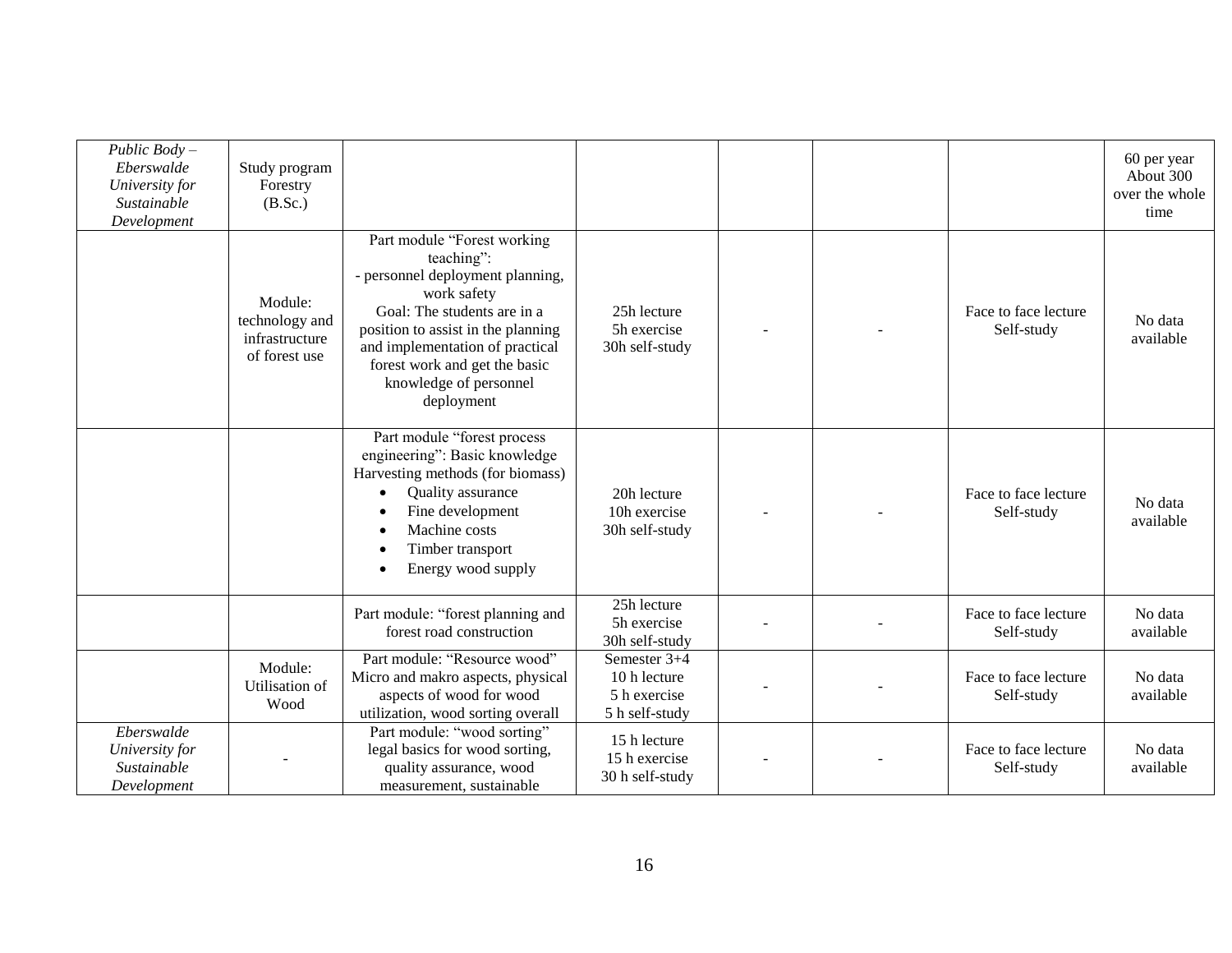| | | | | | | | |
|---|---|---|---|---|---|---|---|
| *Public Body – Eberswalde University for Sustainable Development* | Study program Forestry (B.Sc.) | | | | | | 60 per year About 300 over the whole time |
| | Module: technology and infrastructure of forest use | Part module "Forest working teaching": - personnel deployment planning, work safety Goal: The students are in a position to assist in the planning and implementation of practical forest work and get the basic knowledge of personnel deployment | 25h lecture 5h exercise 30h self-study | - | - | Face to face lecture Self-study | No data available |
| | | Part module "forest process engineering": Basic knowledge Harvesting methods (for biomass) • Quality assurance • Fine development • Machine costs • Timber transport • Energy wood supply | 20h lecture 10h exercise 30h self-study | - | - | Face to face lecture Self-study | No data available |
| | | Part module: "forest planning and forest road construction | 25h lecture 5h exercise 30h self-study | - | - | Face to face lecture Self-study | No data available |
| | Module: Utilisation of Wood | Part module: "Resource wood" Micro and makro aspects, physical aspects of wood for wood utilization, wood sorting overall | Semester 3+4 10 h lecture 5 h exercise 5 h self-study | - | - | Face to face lecture Self-study | No data available |
| *Eberswalde University for Sustainable Development* | - | Part module: "wood sorting" legal basics for wood sorting, quality assurance, wood measurement, sustainable | 15 h lecture 15 h exercise 30 h self-study | - | - | Face to face lecture Self-study | No data available |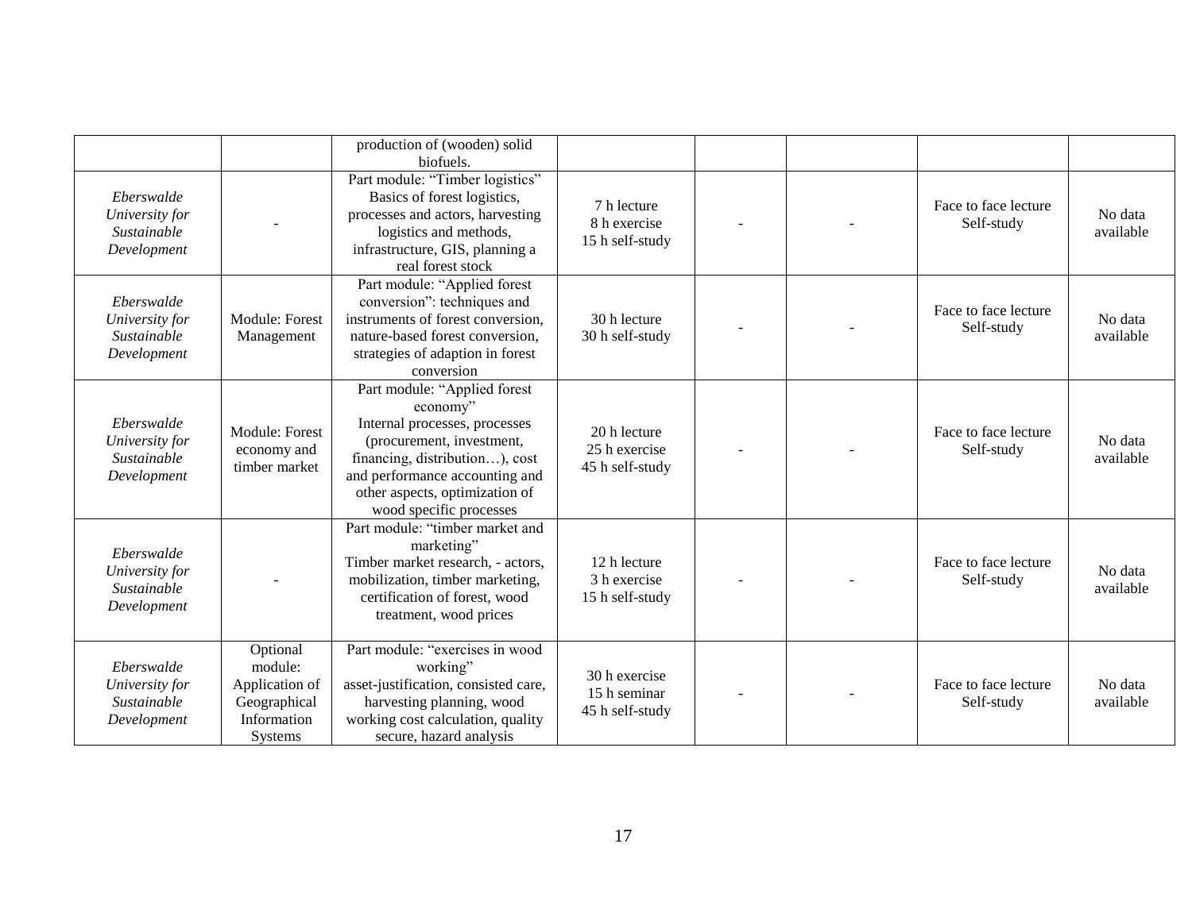| | | | | | | | |
|---|---|---|---|---|---|---|---|
| | | production of (wooden) solid biofuels. | | | | | |
| *Eberswalde University for Sustainable Development* | - | Part module: "Timber logistics" Basics of forest logistics, processes and actors, harvesting logistics and methods, infrastructure, GIS, planning a real forest stock | 7 h lecture<br>8 h exercise<br>15 h self-study | - | - | Face to face lecture<br>Self-study | No data available |
| *Eberswalde University for Sustainable Development* | Module: Forest Management | Part module: "Applied forest conversion": techniques and instruments of forest conversion, nature-based forest conversion, strategies of adaption in forest conversion | 30 h lecture<br>30 h self-study | - | - | Face to face lecture<br>Self-study | No data available |
| *Eberswalde University for Sustainable Development* | Module: Forest economy and timber market | Part module: "Applied forest economy"<br>Internal processes, processes (procurement, investment, financing, distribution…), cost and performance accounting and other aspects, optimization of wood specific processes | 20 h lecture<br>25 h exercise<br>45 h self-study | - | - | Face to face lecture<br>Self-study | No data available |
| *Eberswalde University for Sustainable Development* | - | Part module: "timber market and marketing"<br>Timber market research, - actors, mobilization, timber marketing, certification of forest, wood treatment, wood prices | 12 h lecture<br>3 h exercise<br>15 h self-study | - | - | Face to face lecture<br>Self-study | No data available |
| *Eberswalde University for Sustainable Development* | Optional module: Application of Geographical Information Systems | Part module: "exercises in wood working"<br>asset-justification, consisted care, harvesting planning, wood working cost calculation, quality secure, hazard analysis | 30 h exercise<br>15 h seminar<br>45 h self-study | - | - | Face to face lecture<br>Self-study | No data available |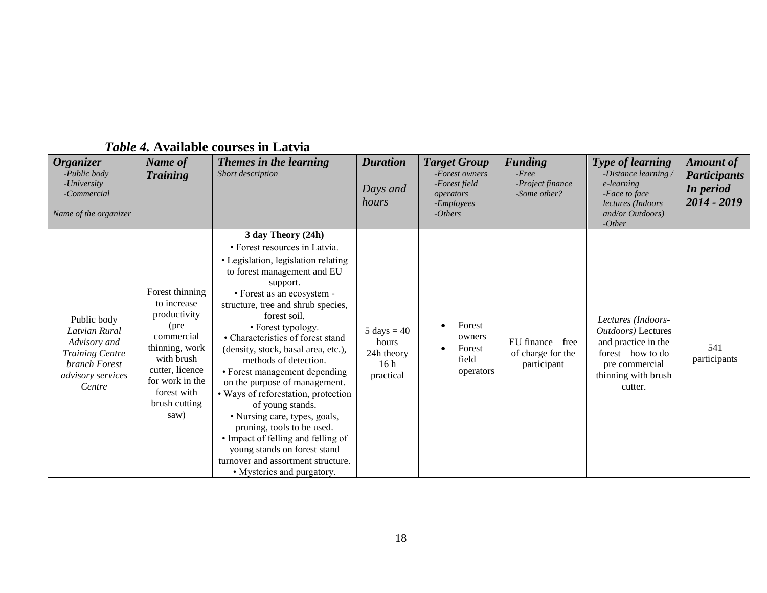***Table 4.* Available courses in Latvia**

| ***Organizer*** *-Public body -University -Commercial* *Name of the organizer* | ***Name of Training*** | ***Themes in the learning*** *Short description* | ***Duration*** *Days and hours* | ***Target Group*** *-Forest owners -Forest field operators -Employees -Others* | ***Funding*** *-Free -Project finance -Some other?* | ***Type of learning*** *-Distance learning / e-learning -Face to face lectures (Indoors and/or Outdoors) -Other* | ***Amount of Participants In period 2014 - 2019*** |
|---|---|---|---|---|---|---|---|
| Public body *Latvian Rural Advisory and Training Centre branch Forest advisory services Centre* | Forest thinning to increase productivity (pre commercial thinning, work with brush cutter, licence for work in the forest with brush cutting saw) | **3 day Theory (24h)** • Forest resources in Latvia. • Legislation, legislation relating to forest management and EU support. • Forest as an ecosystem - structure, tree and shrub species, forest soil. • Forest typology. • Characteristics of forest stand (density, stock, basal area, etc.), methods of detection. • Forest management depending on the purpose of management. • Ways of reforestation, protection of young stands. • Nursing care, types, goals, pruning, tools to be used. • Impact of felling and felling of young stands on forest stand turnover and assortment structure. • Mysteries and purgatory. | 5 days = 40 hours 24h theory 16 h practical | • Forest owners • Forest field operators | EU finance – free of charge for the participant | *Lectures (Indoors-Outdoors)* Lectures and practice in the forest – how to do pre commercial thinning with brush cutter. | 541 participants |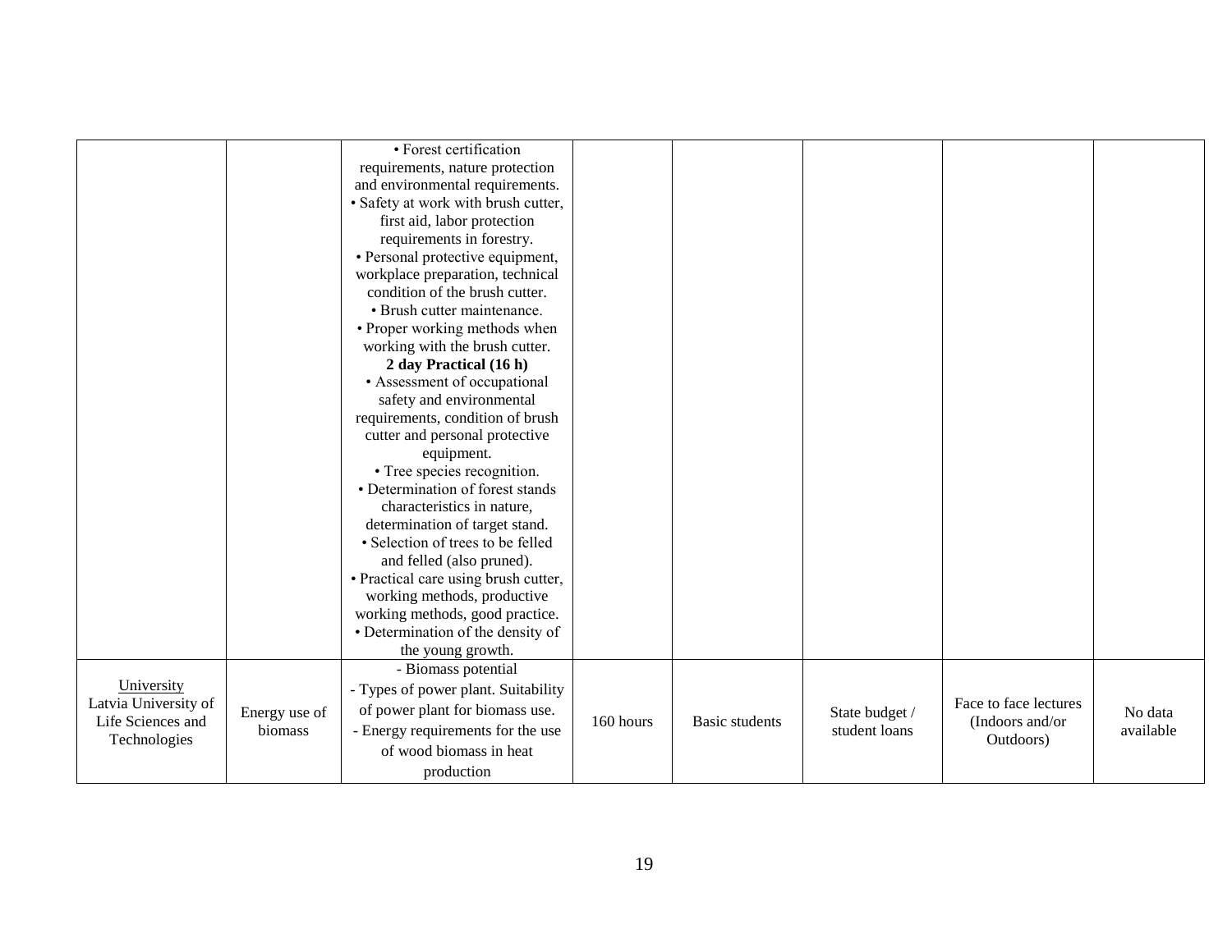| | | | | | | | |
|---|---|---|---|---|---|---|---|
| | | • Forest certification requirements, nature protection and environmental requirements.<br>• Safety at work with brush cutter, first aid, labor protection requirements in forestry.<br>• Personal protective equipment, workplace preparation, technical condition of the brush cutter.<br>• Brush cutter maintenance.<br>• Proper working methods when working with the brush cutter.<br>**2 day Practical (16 h)**<br>• Assessment of occupational safety and environmental requirements, condition of brush cutter and personal protective equipment.<br>• Tree species recognition.<br>• Determination of forest stands characteristics in nature, determination of target stand.<br>• Selection of trees to be felled and felled (also pruned).<br>• Practical care using brush cutter, working methods, productive working methods, good practice.<br>• Determination of the density of the young growth. | | | | | |
| University<br>Latvia University of Life Sciences and Technologies | Energy use of biomass | - Biomass potential<br>- Types of power plant. Suitability of power plant for biomass use.<br>- Energy requirements for the use of wood biomass in heat production | 160 hours | Basic students | State budget / student loans | Face to face lectures (Indoors and/or Outdoors) | No data available |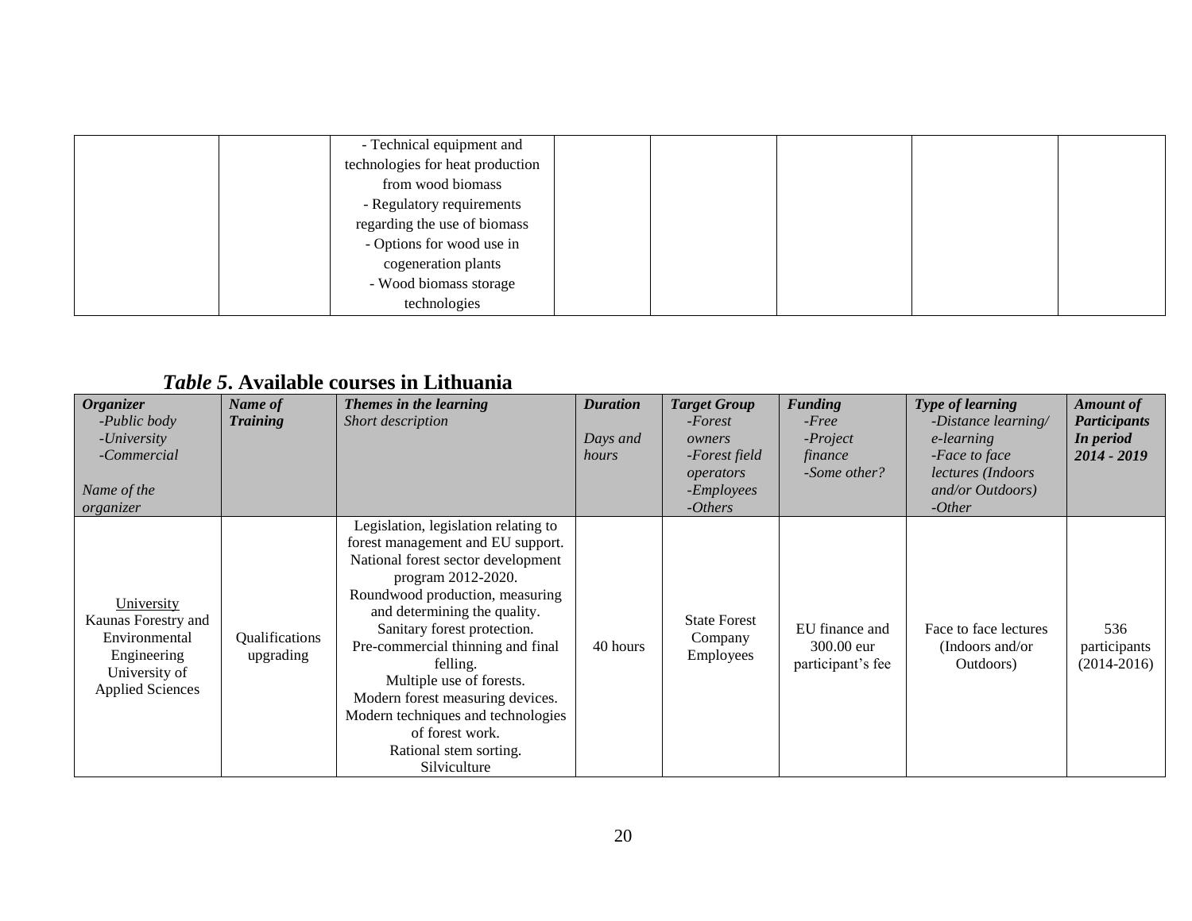| | | - Technical equipment and technologies for heat production from wood biomass<br>- Regulatory requirements regarding the use of biomass<br>- Options for wood use in cogeneration plants<br>- Wood biomass storage technologies | | | | | |
|---|---|---|---|---|---|---|---|

***Table 5*. Available courses in Lithuania**

| ***Organizer***<br>*-Public body*<br>*-University*<br>*-Commercial*<br><br>*Name of the organizer* | ***Name of Training*** | ***Themes in the learning***<br>*Short description* | ***Duration***<br><br>*Days and hours* | ***Target Group***<br>*-Forest owners*<br>*-Forest field operators*<br>*-Employees*<br>*-Others* | ***Funding***<br>*-Free*<br>*-Project finance*<br>*-Some other?* | ***Type of learning***<br>*-Distance learning/ e-learning*<br>*-Face to face lectures (Indoors and/or Outdoors)*<br>*-Other* | ***Amount of Participants In period 2014 - 2019*** |
|---|---|---|---|---|---|---|---|
| University<br>Kaunas Forestry and Environmental Engineering University of Applied Sciences | Qualifications upgrading | Legislation, legislation relating to forest management and EU support.<br>National forest sector development program 2012-2020.<br>Roundwood production, measuring and determining the quality.<br>Sanitary forest protection.<br>Pre-commercial thinning and final felling.<br>Multiple use of forests.<br>Modern forest measuring devices.<br>Modern techniques and technologies of forest work.<br>Rational stem sorting.<br>Silviculture | 40 hours | State Forest Company Employees | EU finance and 300.00 eur participant's fee | Face to face lectures (Indoors and/or Outdoors) | 536 participants (2014-2016) |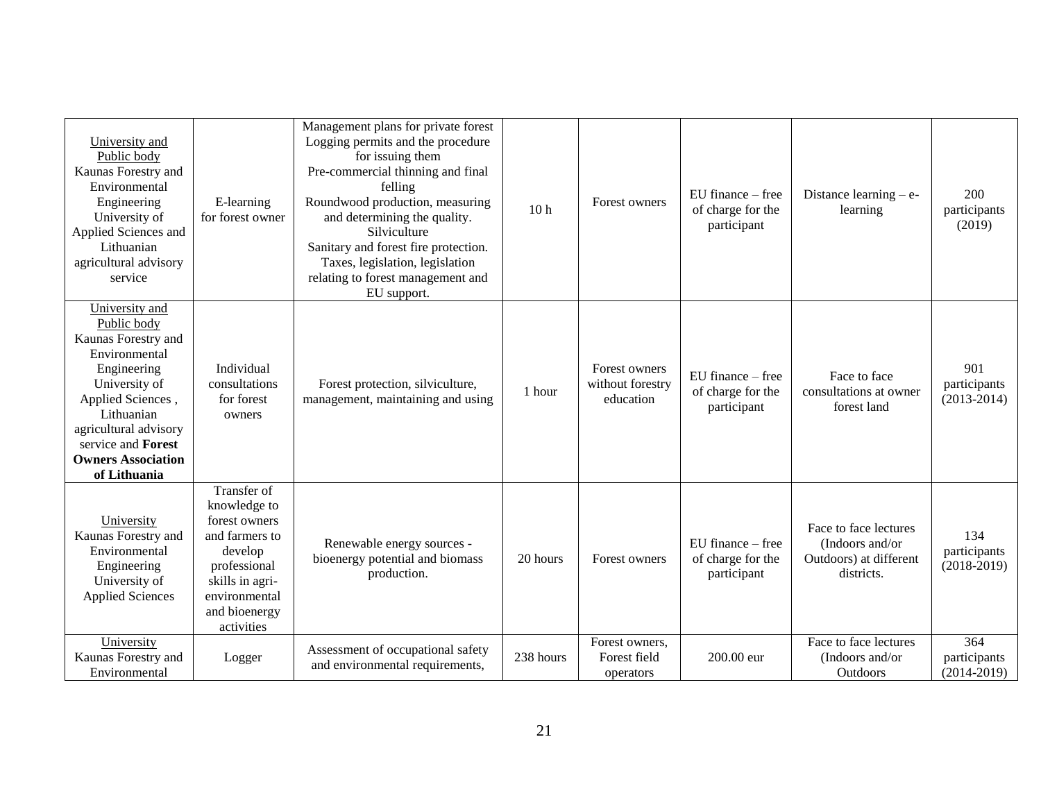| University and Public body Kaunas Forestry and Environmental Engineering University of Applied Sciences and Lithuanian agricultural advisory service | E-learning for forest owner | Management plans for private forest Logging permits and the procedure for issuing them Pre-commercial thinning and final felling Roundwood production, measuring and determining the quality. Silviculture Sanitary and forest fire protection. Taxes, legislation, legislation relating to forest management and EU support. | 10 h | Forest owners | EU finance – free of charge for the participant | Distance learning – e-learning | 200 participants (2019) |
|---|---|---|---|---|---|---|---|
| University and Public body Kaunas Forestry and Environmental Engineering University of Applied Sciences , Lithuanian agricultural advisory service and **Forest Owners Association of Lithuania** | Individual consultations for forest owners | Forest protection, silviculture, management, maintaining and using | 1 hour | Forest owners without forestry education | EU finance – free of charge for the participant | Face to face consultations at owner forest land | 901 participants (2013-2014) |
| University Kaunas Forestry and Environmental Engineering University of Applied Sciences | Transfer of knowledge to forest owners and farmers to develop professional skills in agri-environmental and bioenergy activities | Renewable energy sources - bioenergy potential and biomass production. | 20 hours | Forest owners | EU finance – free of charge for the participant | Face to face lectures (Indoors and/or Outdoors) at different districts. | 134 participants (2018-2019) |
| University Kaunas Forestry and Environmental | Logger | Assessment of occupational safety and environmental requirements, | 238 hours | Forest owners, Forest field operators | 200.00 eur | Face to face lectures (Indoors and/or Outdoors | 364 participants (2014-2019) |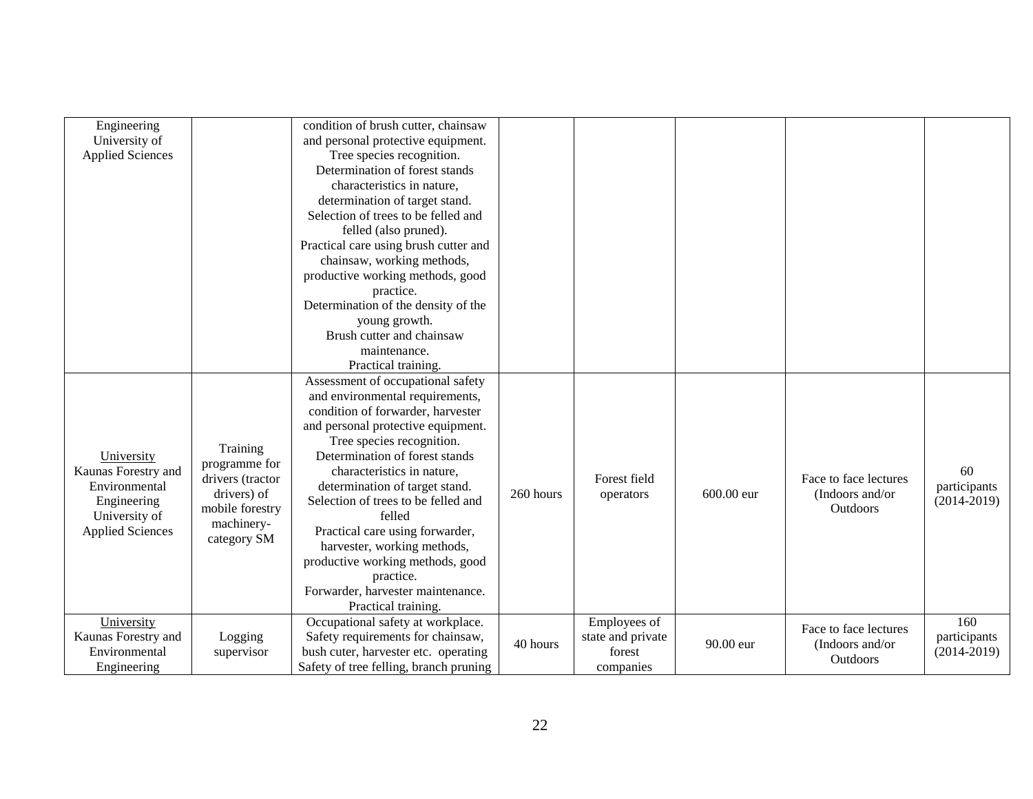| | | | | | | | |
|---|---|---|---|---|---|---|---|
| Engineering University of Applied Sciences | | condition of brush cutter, chainsaw and personal protective equipment. Tree species recognition. Determination of forest stands characteristics in nature, determination of target stand. Selection of trees to be felled and felled (also pruned). Practical care using brush cutter and chainsaw, working methods, productive working methods, good practice. Determination of the density of the young growth. Brush cutter and chainsaw maintenance. Practical training. | | | | | |
| University Kaunas Forestry and Environmental Engineering University of Applied Sciences | Training programme for drivers (tractor drivers) of mobile forestry machinery-category SM | Assessment of occupational safety and environmental requirements, condition of forwarder, harvester and personal protective equipment. Tree species recognition. Determination of forest stands characteristics in nature, determination of target stand. Selection of trees to be felled and felled Practical care using forwarder, harvester, working methods, productive working methods, good practice. Forwarder, harvester maintenance. Practical training. | 260 hours | Forest field operators | 600.00 eur | Face to face lectures (Indoors and/or Outdoors | 60 participants (2014-2019) |
| University Kaunas Forestry and Environmental Engineering | Logging supervisor | Occupational safety at workplace. Safety requirements for chainsaw, bush cuter, harvester etc. operating Safety of tree felling, branch pruning | 40 hours | Employees of state and private forest companies | 90.00 eur | Face to face lectures (Indoors and/or Outdoors | 160 participants (2014-2019) |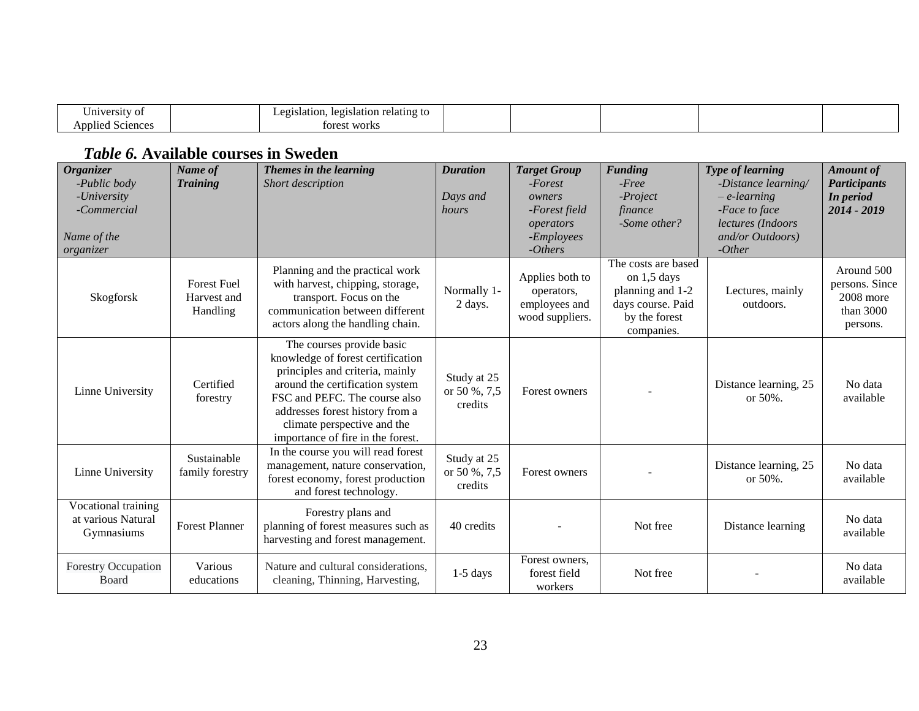| University of Applied Sciences | | Legislation, legislation relating to forest works | | | | | |
|---|---|---|---|---|---|---|---|

***Table 6.*** **Available courses in Sweden**

| ***Organizer*** *-Public body -University -Commercial Name of the organizer* | ***Name of Training*** | ***Themes in the learning*** *Short description* | ***Duration*** *Days and hours* | ***Target Group*** *-Forest owners -Forest field operators -Employees -Others* | ***Funding*** *-Free -Project finance -Some other?* | ***Type of learning*** *-Distance learning/ – e-learning -Face to face lectures (Indoors and/or Outdoors) -Other* | ***Amount of Participants In period 2014 - 2019*** |
|---|---|---|---|---|---|---|---|
| Skogforsk | Forest Fuel Harvest and Handling | Planning and the practical work with harvest, chipping, storage, transport. Focus on the communication between different actors along the handling chain. | Normally 1-2 days. | Applies both to operators, employees and wood suppliers. | The costs are based on 1,5 days planning and 1-2 days course. Paid by the forest companies. | Lectures, mainly outdoors. | Around 500 persons. Since 2008 more than 3000 persons. |
| Linne University | Certified forestry | The courses provide basic knowledge of forest certification principles and criteria, mainly around the certification system FSC and PEFC. The course also addresses forest history from a climate perspective and the importance of fire in the forest. | Study at 25 or 50 %, 7,5 credits | Forest owners | - | Distance learning, 25 or 50%. | No data available |
| Linne University | Sustainable family forestry | In the course you will read forest management, nature conservation, forest economy, forest production and forest technology. | Study at 25 or 50 %, 7,5 credits | Forest owners | - | Distance learning, 25 or 50%. | No data available |
| Vocational training at various Natural Gymnasiums | Forest Planner | Forestry plans and planning of forest measures such as harvesting and forest management. | 40 credits | - | Not free | Distance learning | No data available |
| Forestry Occupation Board | Various educations | Nature and cultural considerations, cleaning, Thinning, Harvesting, | 1-5 days | Forest owners, forest field workers | Not free | - | No data available |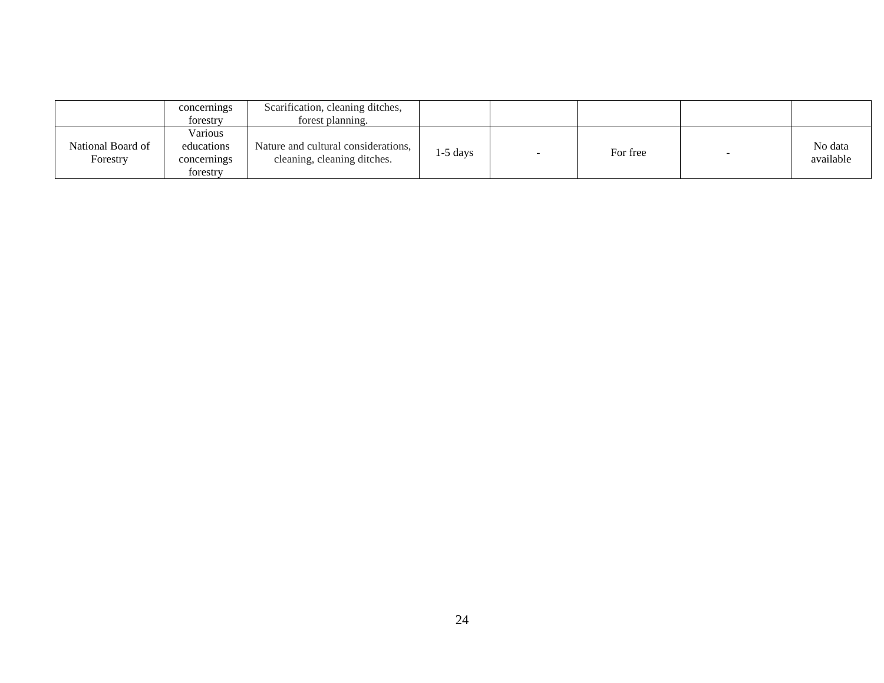| | | | | | | | |
|---|---|---|---|---|---|---|---|
| | concernings forestry | Scarification, cleaning ditches, forest planning. | | | | | |
| National Board of Forestry | Various educations concernings forestry | Nature and cultural considerations, cleaning, cleaning ditches. | 1-5 days | - | For free | - | No data available |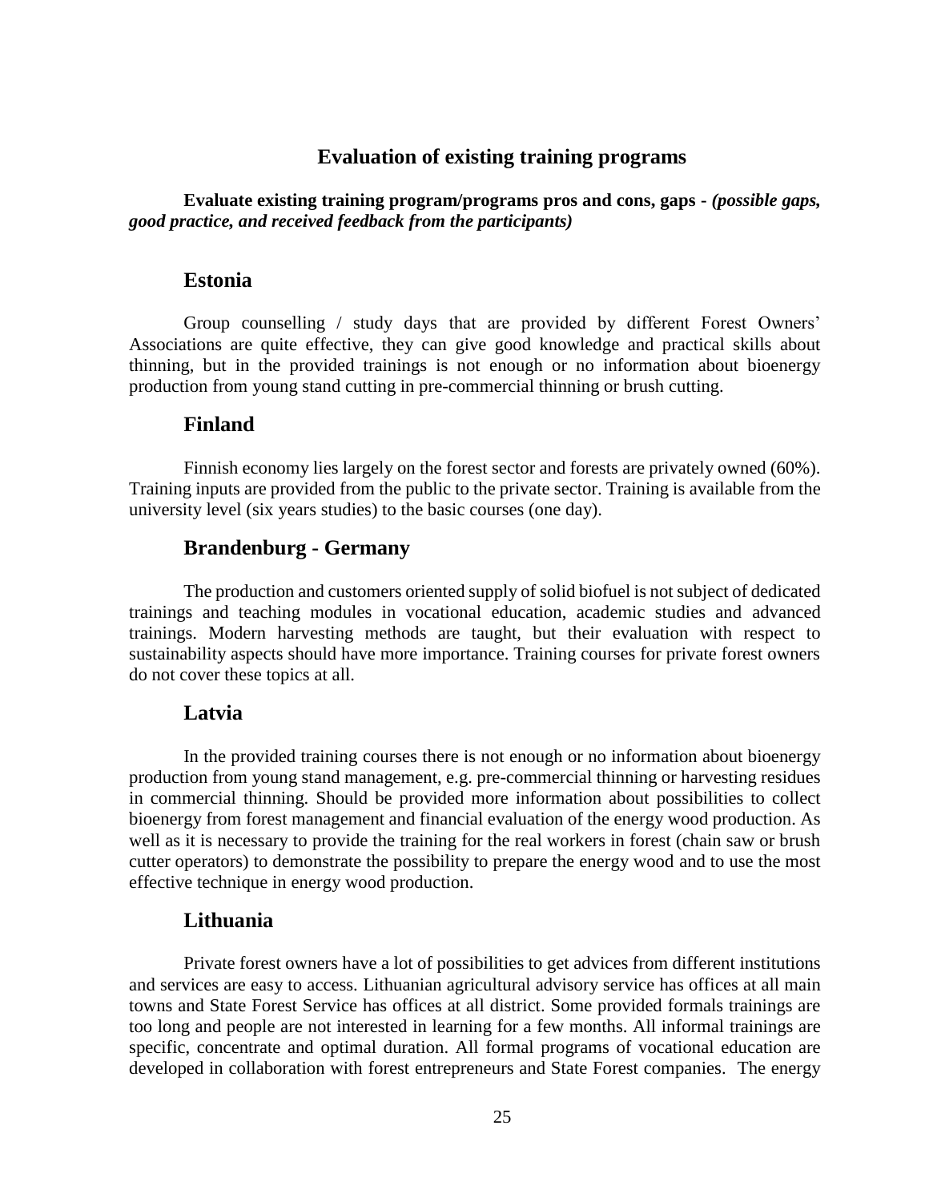# Evaluation of existing training programs

**Evaluate existing training program/programs pros and cons, gaps -** ***(possible gaps, good practice, and received feedback from the participants)***

## Estonia

Group counselling / study days that are provided by different Forest Owners' Associations are quite effective, they can give good knowledge and practical skills about thinning, but in the provided trainings is not enough or no information about bioenergy production from young stand cutting in pre-commercial thinning or brush cutting.

## Finland

Finnish economy lies largely on the forest sector and forests are privately owned (60%). Training inputs are provided from the public to the private sector. Training is available from the university level (six years studies) to the basic courses (one day).

## Brandenburg - Germany

The production and customers oriented supply of solid biofuel is not subject of dedicated trainings and teaching modules in vocational education, academic studies and advanced trainings. Modern harvesting methods are taught, but their evaluation with respect to sustainability aspects should have more importance. Training courses for private forest owners do not cover these topics at all.

## Latvia

In the provided training courses there is not enough or no information about bioenergy production from young stand management, e.g. pre-commercial thinning or harvesting residues in commercial thinning. Should be provided more information about possibilities to collect bioenergy from forest management and financial evaluation of the energy wood production. As well as it is necessary to provide the training for the real workers in forest (chain saw or brush cutter operators) to demonstrate the possibility to prepare the energy wood and to use the most effective technique in energy wood production.

## Lithuania

Private forest owners have a lot of possibilities to get advices from different institutions and services are easy to access. Lithuanian agricultural advisory service has offices at all main towns and State Forest Service has offices at all district. Some provided formals trainings are too long and people are not interested in learning for a few months. All informal trainings are specific, concentrate and optimal duration. All formal programs of vocational education are developed in collaboration with forest entrepreneurs and State Forest companies. The energy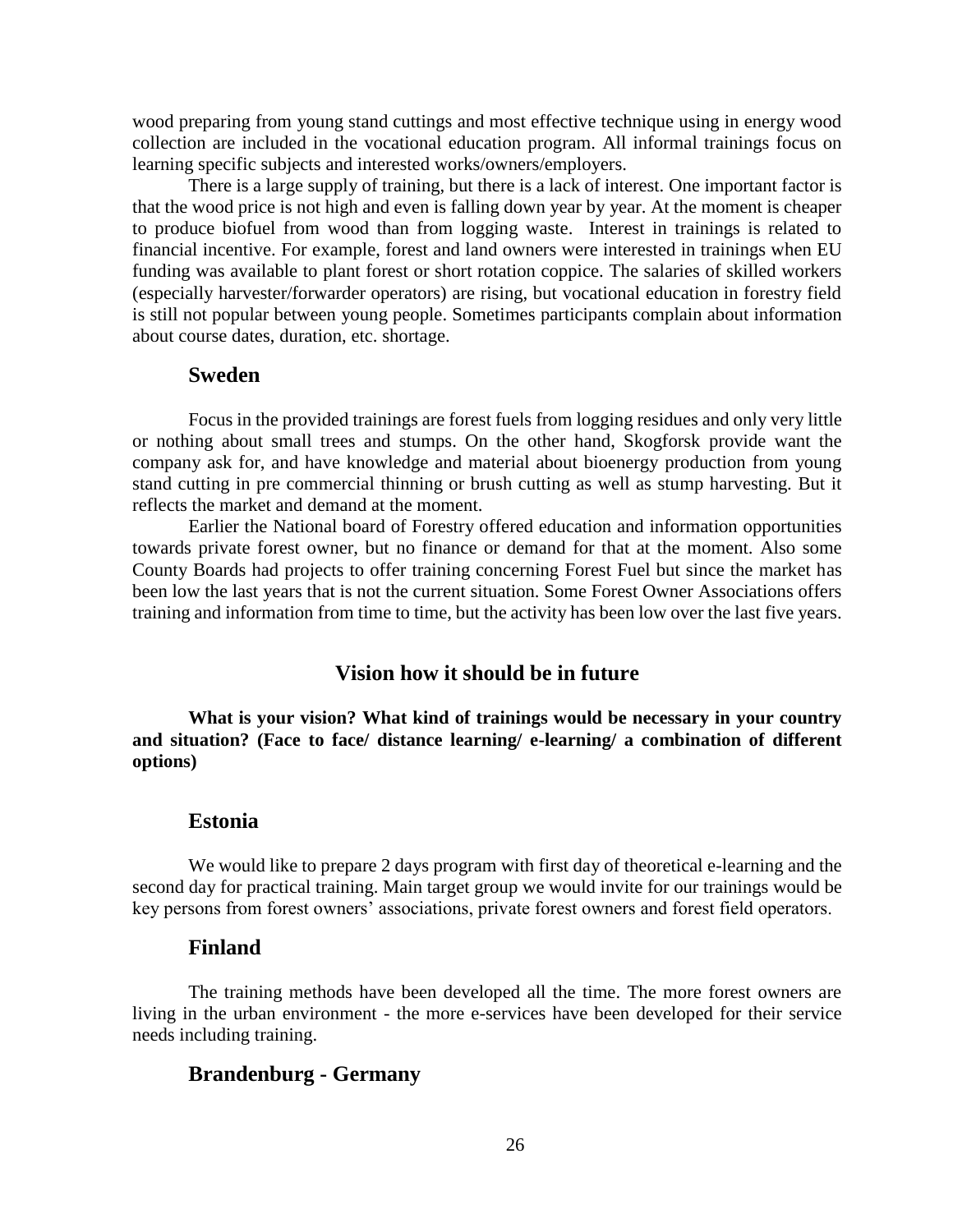wood preparing from young stand cuttings and most effective technique using in energy wood collection are included in the vocational education program. All informal trainings focus on learning specific subjects and interested works/owners/employers.

There is a large supply of training, but there is a lack of interest. One important factor is that the wood price is not high and even is falling down year by year. At the moment is cheaper to produce biofuel from wood than from logging waste. Interest in trainings is related to financial incentive. For example, forest and land owners were interested in trainings when EU funding was available to plant forest or short rotation coppice. The salaries of skilled workers (especially harvester/forwarder operators) are rising, but vocational education in forestry field is still not popular between young people. Sometimes participants complain about information about course dates, duration, etc. shortage.

### Sweden

Focus in the provided trainings are forest fuels from logging residues and only very little or nothing about small trees and stumps. On the other hand, Skogforsk provide want the company ask for, and have knowledge and material about bioenergy production from young stand cutting in pre commercial thinning or brush cutting as well as stump harvesting. But it reflects the market and demand at the moment.

Earlier the National board of Forestry offered education and information opportunities towards private forest owner, but no finance or demand for that at the moment. Also some County Boards had projects to offer training concerning Forest Fuel but since the market has been low the last years that is not the current situation. Some Forest Owner Associations offers training and information from time to time, but the activity has been low over the last five years.

## Vision how it should be in future

**What is your vision? What kind of trainings would be necessary in your country and situation? (Face to face/ distance learning/ e-learning/ a combination of different options)**

### Estonia

We would like to prepare 2 days program with first day of theoretical e-learning and the second day for practical training. Main target group we would invite for our trainings would be key persons from forest owners' associations, private forest owners and forest field operators.

### Finland

The training methods have been developed all the time. The more forest owners are living in the urban environment - the more e-services have been developed for their service needs including training.

### Brandenburg - Germany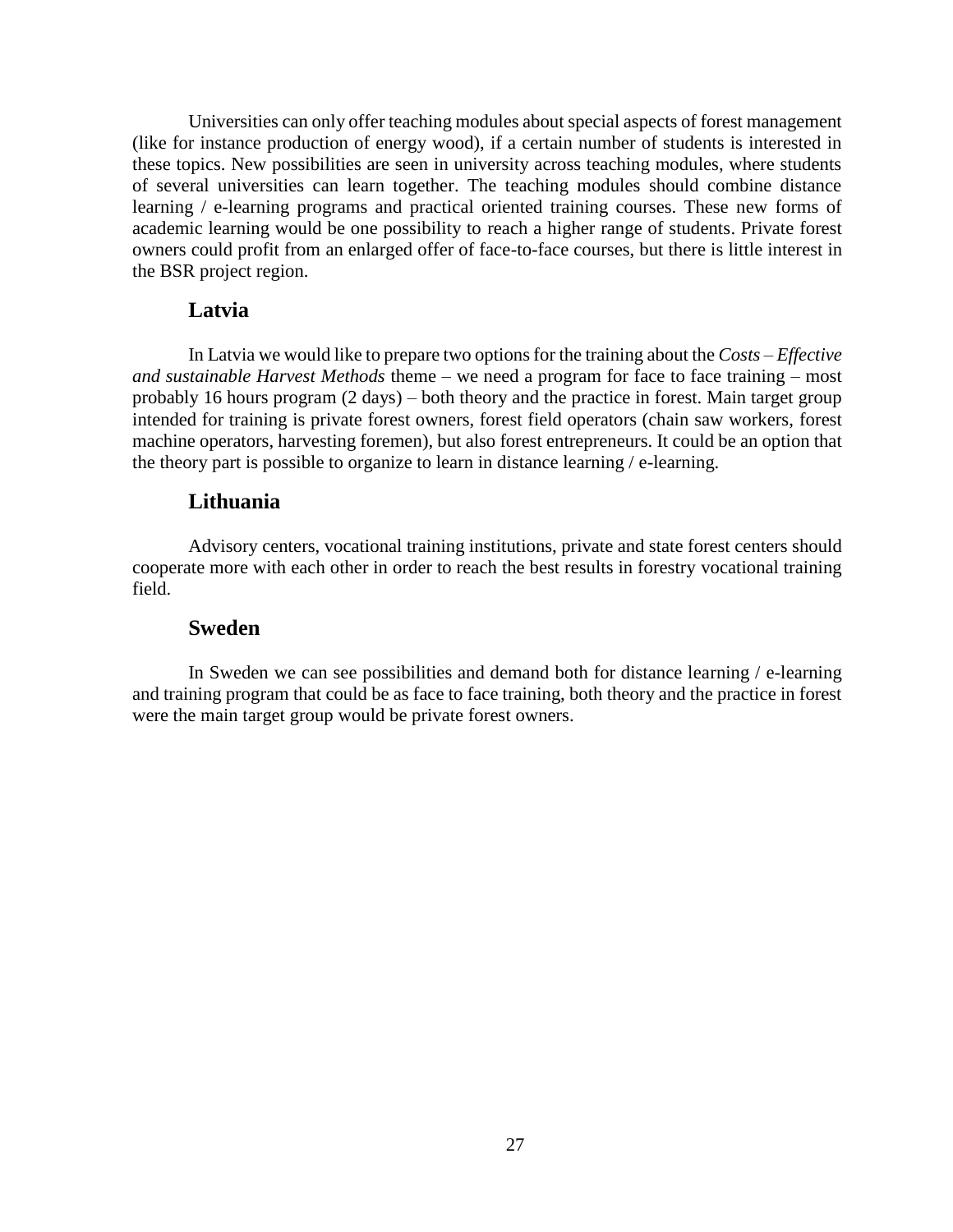Universities can only offer teaching modules about special aspects of forest management (like for instance production of energy wood), if a certain number of students is interested in these topics. New possibilities are seen in university across teaching modules, where students of several universities can learn together. The teaching modules should combine distance learning / e-learning programs and practical oriented training courses. These new forms of academic learning would be one possibility to reach a higher range of students. Private forest owners could profit from an enlarged offer of face-to-face courses, but there is little interest in the BSR project region.

### Latvia

In Latvia we would like to prepare two options for the training about the *Costs – Effective and sustainable Harvest Methods* theme – we need a program for face to face training – most probably 16 hours program (2 days) – both theory and the practice in forest. Main target group intended for training is private forest owners, forest field operators (chain saw workers, forest machine operators, harvesting foremen), but also forest entrepreneurs. It could be an option that the theory part is possible to organize to learn in distance learning / e-learning.

### Lithuania

Advisory centers, vocational training institutions, private and state forest centers should cooperate more with each other in order to reach the best results in forestry vocational training field.

### Sweden

In Sweden we can see possibilities and demand both for distance learning / e-learning and training program that could be as face to face training, both theory and the practice in forest were the main target group would be private forest owners.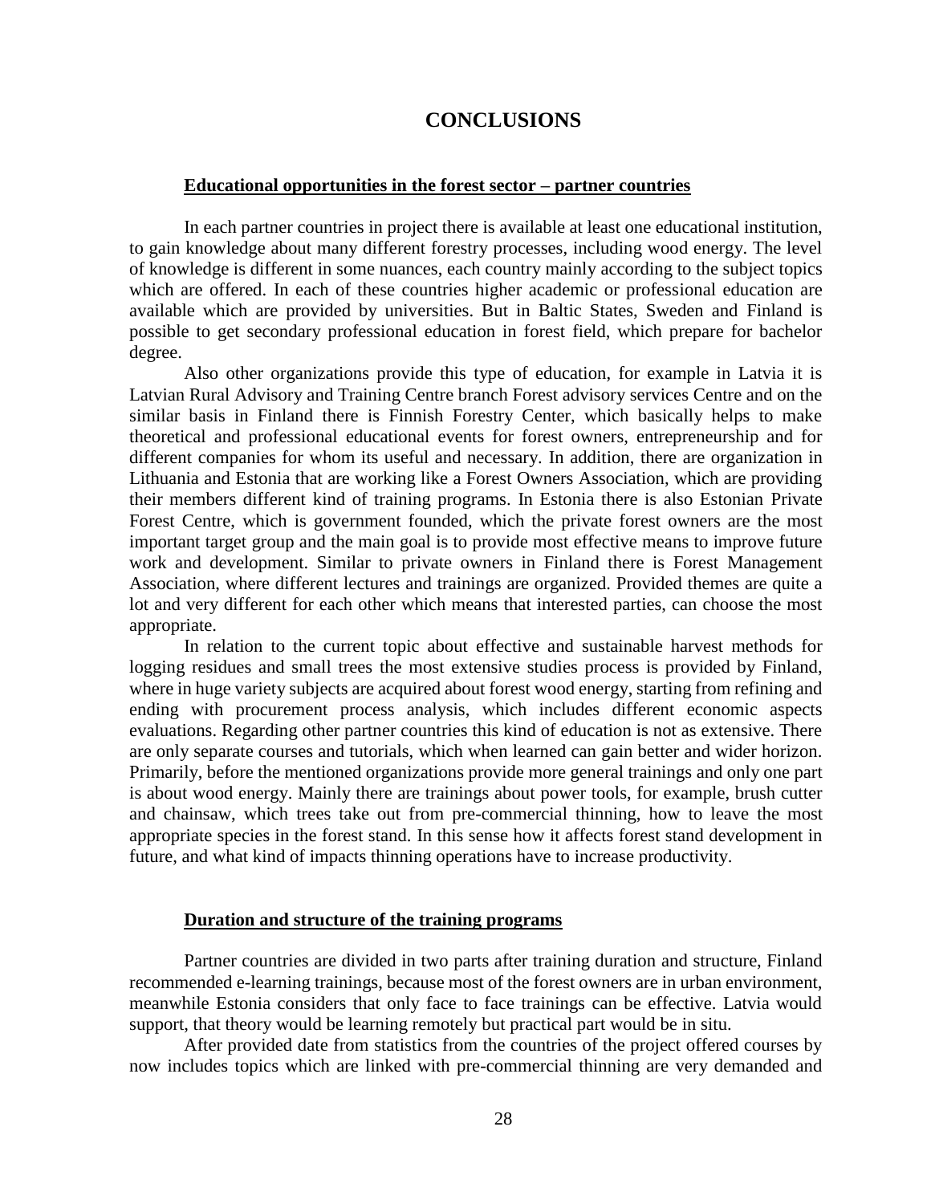# CONCLUSIONS

**Educational opportunities in the forest sector – partner countries**

In each partner countries in project there is available at least one educational institution, to gain knowledge about many different forestry processes, including wood energy. The level of knowledge is different in some nuances, each country mainly according to the subject topics which are offered. In each of these countries higher academic or professional education are available which are provided by universities. But in Baltic States, Sweden and Finland is possible to get secondary professional education in forest field, which prepare for bachelor degree.

Also other organizations provide this type of education, for example in Latvia it is Latvian Rural Advisory and Training Centre branch Forest advisory services Centre and on the similar basis in Finland there is Finnish Forestry Center, which basically helps to make theoretical and professional educational events for forest owners, entrepreneurship and for different companies for whom its useful and necessary. In addition, there are organization in Lithuania and Estonia that are working like a Forest Owners Association, which are providing their members different kind of training programs. In Estonia there is also Estonian Private Forest Centre, which is government founded, which the private forest owners are the most important target group and the main goal is to provide most effective means to improve future work and development. Similar to private owners in Finland there is Forest Management Association, where different lectures and trainings are organized. Provided themes are quite a lot and very different for each other which means that interested parties, can choose the most appropriate.

In relation to the current topic about effective and sustainable harvest methods for logging residues and small trees the most extensive studies process is provided by Finland, where in huge variety subjects are acquired about forest wood energy, starting from refining and ending with procurement process analysis, which includes different economic aspects evaluations. Regarding other partner countries this kind of education is not as extensive. There are only separate courses and tutorials, which when learned can gain better and wider horizon. Primarily, before the mentioned organizations provide more general trainings and only one part is about wood energy. Mainly there are trainings about power tools, for example, brush cutter and chainsaw, which trees take out from pre-commercial thinning, how to leave the most appropriate species in the forest stand. In this sense how it affects forest stand development in future, and what kind of impacts thinning operations have to increase productivity.

**Duration and structure of the training programs**

Partner countries are divided in two parts after training duration and structure, Finland recommended e-learning trainings, because most of the forest owners are in urban environment, meanwhile Estonia considers that only face to face trainings can be effective. Latvia would support, that theory would be learning remotely but practical part would be in situ.

After provided date from statistics from the countries of the project offered courses by now includes topics which are linked with pre-commercial thinning are very demanded and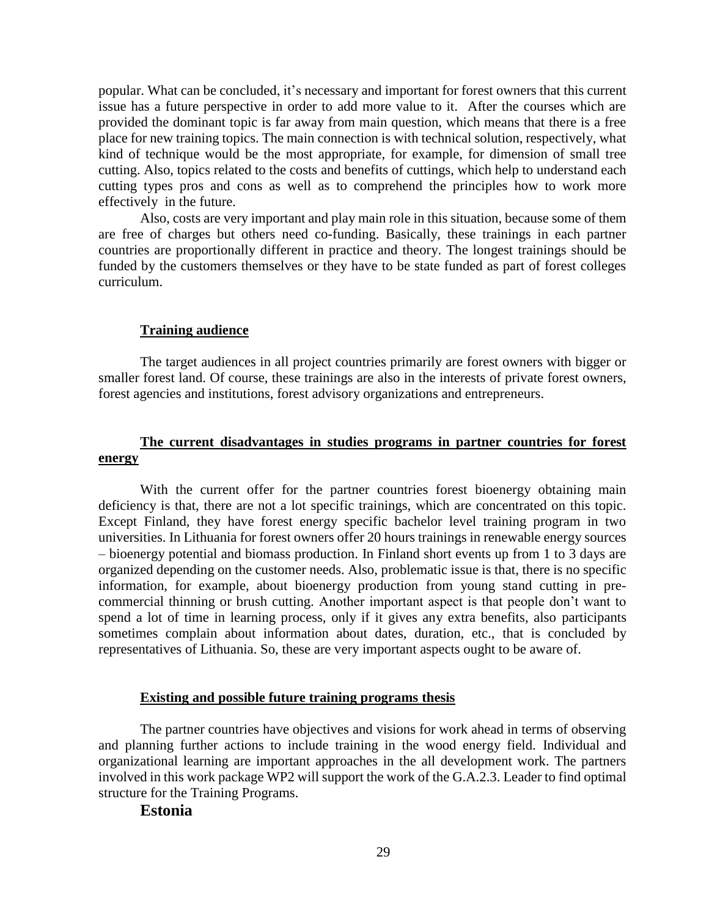popular. What can be concluded, it's necessary and important for forest owners that this current issue has a future perspective in order to add more value to it. After the courses which are provided the dominant topic is far away from main question, which means that there is a free place for new training topics. The main connection is with technical solution, respectively, what kind of technique would be the most appropriate, for example, for dimension of small tree cutting. Also, topics related to the costs and benefits of cuttings, which help to understand each cutting types pros and cons as well as to comprehend the principles how to work more effectively in the future.

Also, costs are very important and play main role in this situation, because some of them are free of charges but others need co-funding. Basically, these trainings in each partner countries are proportionally different in practice and theory. The longest trainings should be funded by the customers themselves or they have to be state funded as part of forest colleges curriculum.

**Training audience**

The target audiences in all project countries primarily are forest owners with bigger or smaller forest land. Of course, these trainings are also in the interests of private forest owners, forest agencies and institutions, forest advisory organizations and entrepreneurs.

**The current disadvantages in studies programs in partner countries for forest energy**

With the current offer for the partner countries forest bioenergy obtaining main deficiency is that, there are not a lot specific trainings, which are concentrated on this topic. Except Finland, they have forest energy specific bachelor level training program in two universities. In Lithuania for forest owners offer 20 hours trainings in renewable energy sources – bioenergy potential and biomass production. In Finland short events up from 1 to 3 days are organized depending on the customer needs. Also, problematic issue is that, there is no specific information, for example, about bioenergy production from young stand cutting in pre-commercial thinning or brush cutting. Another important aspect is that people don't want to spend a lot of time in learning process, only if it gives any extra benefits, also participants sometimes complain about information about dates, duration, etc., that is concluded by representatives of Lithuania. So, these are very important aspects ought to be aware of.

**Existing and possible future training programs thesis**

The partner countries have objectives and visions for work ahead in terms of observing and planning further actions to include training in the wood energy field. Individual and organizational learning are important approaches in the all development work. The partners involved in this work package WP2 will support the work of the G.A.2.3. Leader to find optimal structure for the Training Programs.

## Estonia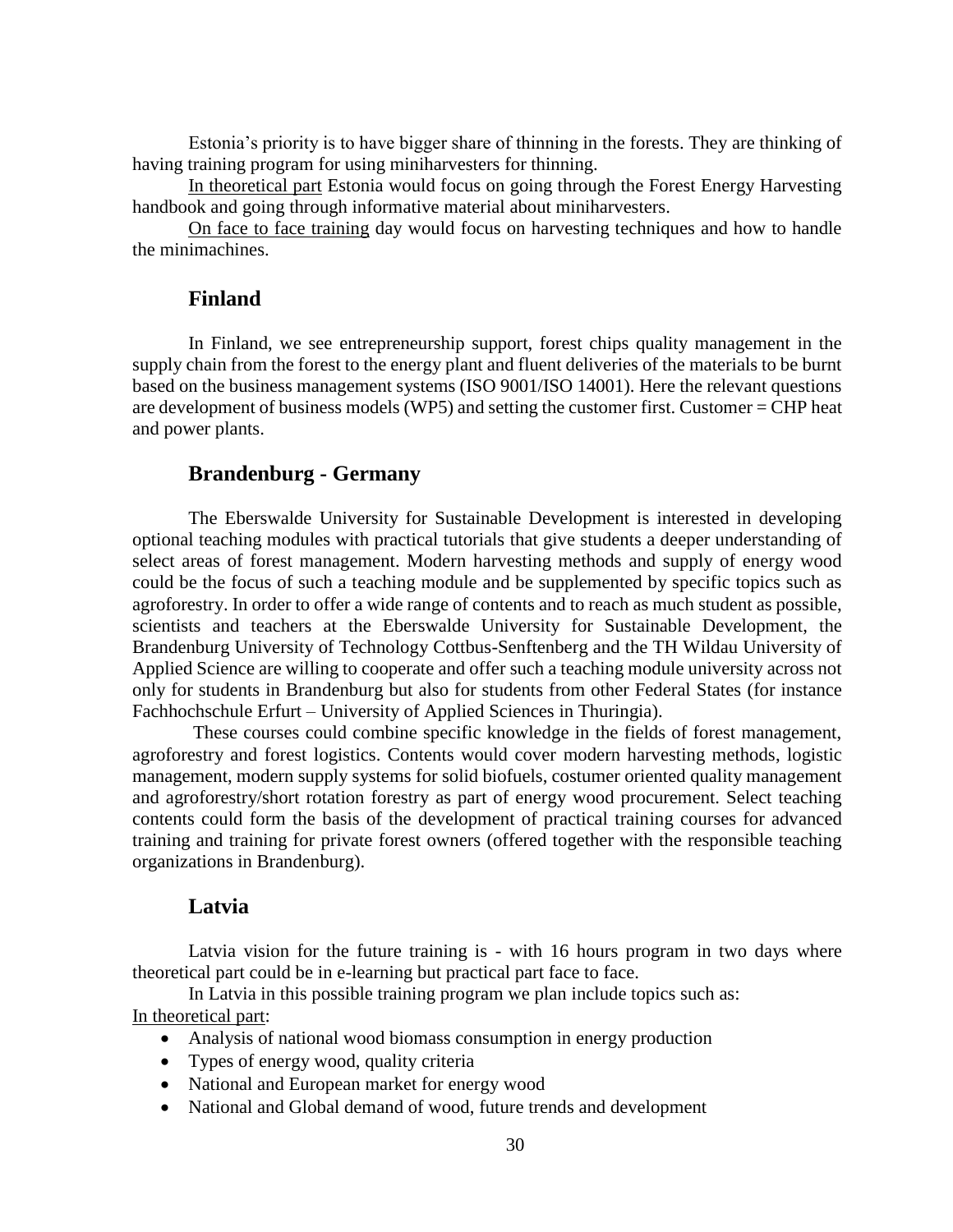Estonia's priority is to have bigger share of thinning in the forests. They are thinking of having training program for using miniharvesters for thinning.

In theoretical part Estonia would focus on going through the Forest Energy Harvesting handbook and going through informative material about miniharvesters.

On face to face training day would focus on harvesting techniques and how to handle the minimachines.

## Finland

In Finland, we see entrepreneurship support, forest chips quality management in the supply chain from the forest to the energy plant and fluent deliveries of the materials to be burnt based on the business management systems (ISO 9001/ISO 14001). Here the relevant questions are development of business models (WP5) and setting the customer first. Customer = CHP heat and power plants.

## Brandenburg - Germany

The Eberswalde University for Sustainable Development is interested in developing optional teaching modules with practical tutorials that give students a deeper understanding of select areas of forest management. Modern harvesting methods and supply of energy wood could be the focus of such a teaching module and be supplemented by specific topics such as agroforestry. In order to offer a wide range of contents and to reach as much student as possible, scientists and teachers at the Eberswalde University for Sustainable Development, the Brandenburg University of Technology Cottbus-Senftenberg and the TH Wildau University of Applied Science are willing to cooperate and offer such a teaching module university across not only for students in Brandenburg but also for students from other Federal States (for instance Fachhochschule Erfurt – University of Applied Sciences in Thuringia).

These courses could combine specific knowledge in the fields of forest management, agroforestry and forest logistics. Contents would cover modern harvesting methods, logistic management, modern supply systems for solid biofuels, costumer oriented quality management and agroforestry/short rotation forestry as part of energy wood procurement. Select teaching contents could form the basis of the development of practical training courses for advanced training and training for private forest owners (offered together with the responsible teaching organizations in Brandenburg).

## Latvia

Latvia vision for the future training is - with 16 hours program in two days where theoretical part could be in e-learning but practical part face to face.

In Latvia in this possible training program we plan include topics such as:

In theoretical part:

- Analysis of national wood biomass consumption in energy production
- Types of energy wood, quality criteria
- National and European market for energy wood
- National and Global demand of wood, future trends and development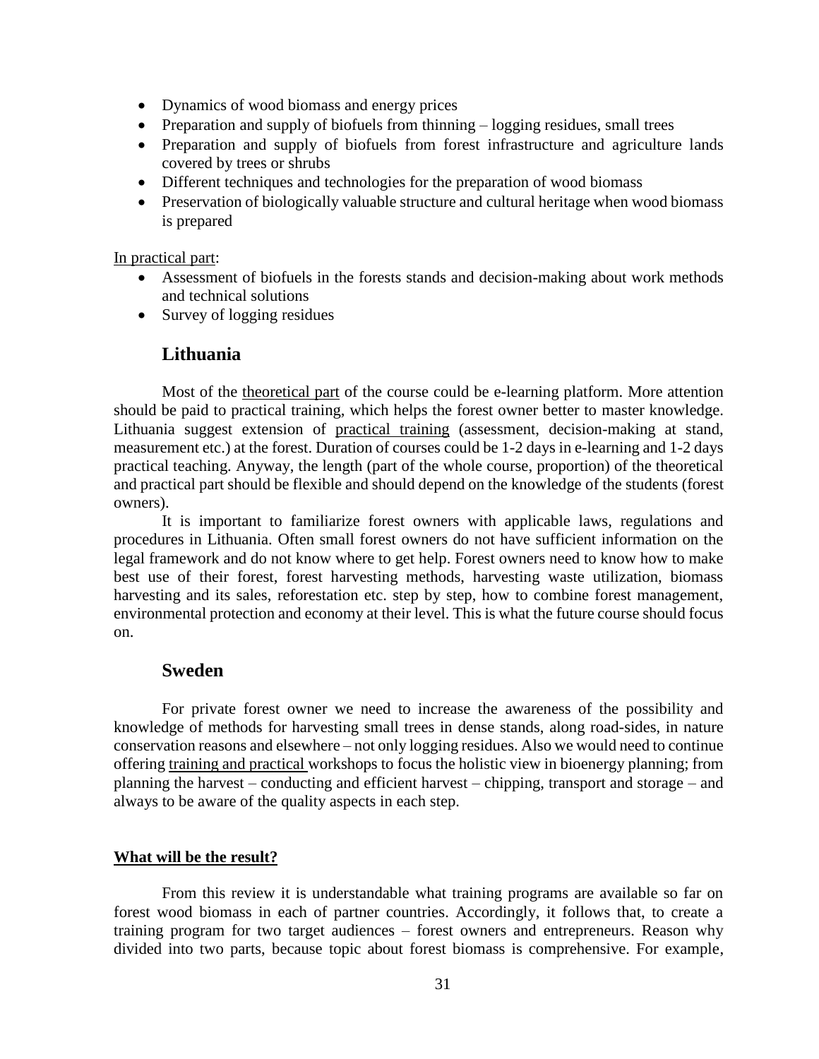- Dynamics of wood biomass and energy prices
- Preparation and supply of biofuels from thinning – logging residues, small trees
- Preparation and supply of biofuels from forest infrastructure and agriculture lands covered by trees or shrubs
- Different techniques and technologies for the preparation of wood biomass
- Preservation of biologically valuable structure and cultural heritage when wood biomass is prepared

In practical part:

- Assessment of biofuels in the forests stands and decision-making about work methods and technical solutions
- Survey of logging residues

## Lithuania

Most of the theoretical part of the course could be e-learning platform. More attention should be paid to practical training, which helps the forest owner better to master knowledge. Lithuania suggest extension of practical training (assessment, decision-making at stand, measurement etc.) at the forest. Duration of courses could be 1-2 days in e-learning and 1-2 days practical teaching. Anyway, the length (part of the whole course, proportion) of the theoretical and practical part should be flexible and should depend on the knowledge of the students (forest owners).

It is important to familiarize forest owners with applicable laws, regulations and procedures in Lithuania. Often small forest owners do not have sufficient information on the legal framework and do not know where to get help. Forest owners need to know how to make best use of their forest, forest harvesting methods, harvesting waste utilization, biomass harvesting and its sales, reforestation etc. step by step, how to combine forest management, environmental protection and economy at their level. This is what the future course should focus on.

## Sweden

For private forest owner we need to increase the awareness of the possibility and knowledge of methods for harvesting small trees in dense stands, along road-sides, in nature conservation reasons and elsewhere – not only logging residues. Also we would need to continue offering training and practical workshops to focus the holistic view in bioenergy planning; from planning the harvest – conducting and efficient harvest – chipping, transport and storage – and always to be aware of the quality aspects in each step.

**What will be the result?**

From this review it is understandable what training programs are available so far on forest wood biomass in each of partner countries. Accordingly, it follows that, to create a training program for two target audiences – forest owners and entrepreneurs. Reason why divided into two parts, because topic about forest biomass is comprehensive. For example,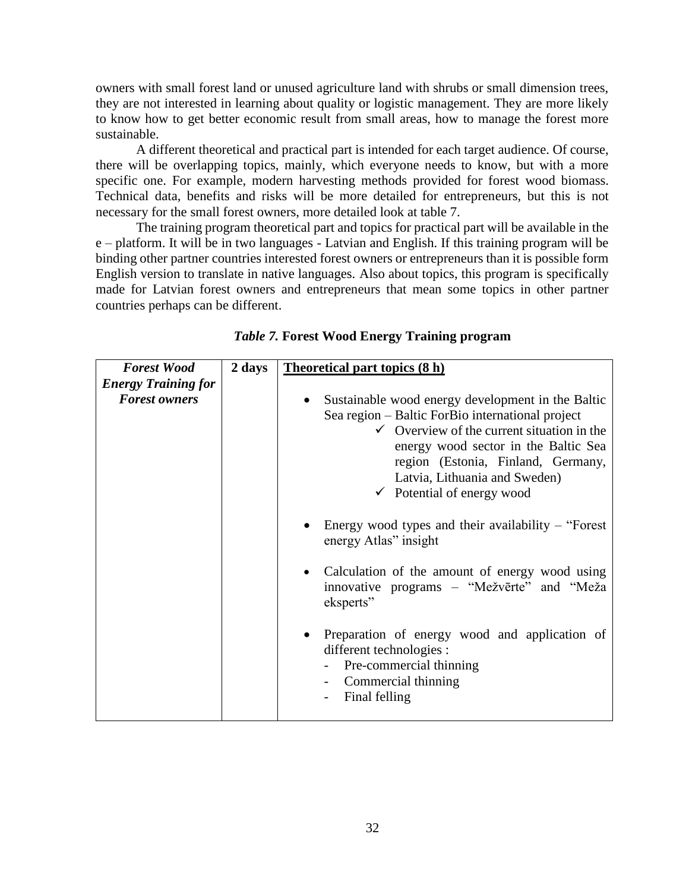owners with small forest land or unused agriculture land with shrubs or small dimension trees, they are not interested in learning about quality or logistic management. They are more likely to know how to get better economic result from small areas, how to manage the forest more sustainable.

A different theoretical and practical part is intended for each target audience. Of course, there will be overlapping topics, mainly, which everyone needs to know, but with a more specific one. For example, modern harvesting methods provided for forest wood biomass. Technical data, benefits and risks will be more detailed for entrepreneurs, but this is not necessary for the small forest owners, more detailed look at table 7.

The training program theoretical part and topics for practical part will be available in the e – platform. It will be in two languages - Latvian and English. If this training program will be binding other partner countries interested forest owners or entrepreneurs than it is possible form English version to translate in native languages. Also about topics, this program is specifically made for Latvian forest owners and entrepreneurs that mean some topics in other partner countries perhaps can be different.

***Table 7.*** **Forest Wood Energy Training program**

| ***Forest Wood Energy Training for Forest owners*** | **2 days** | **<u>Theoretical part topics (8 h)</u>**<br><br>• Sustainable wood energy development in the Baltic Sea region – Baltic ForBio international project<br>&nbsp;&nbsp;&nbsp;&nbsp;✓ Overview of the current situation in the energy wood sector in the Baltic Sea region (Estonia, Finland, Germany, Latvia, Lithuania and Sweden)<br>&nbsp;&nbsp;&nbsp;&nbsp;✓ Potential of energy wood<br><br>• Energy wood types and their availability – "Forest energy Atlas" insight<br><br>• Calculation of the amount of energy wood using innovative programs – "Mežvērte" and "Meža eksperts"<br><br>• Preparation of energy wood and application of different technologies :<br>&nbsp;&nbsp;&nbsp;&nbsp;- Pre-commercial thinning<br>&nbsp;&nbsp;&nbsp;&nbsp;- Commercial thinning<br>&nbsp;&nbsp;&nbsp;&nbsp;- Final felling |
|---|---|---|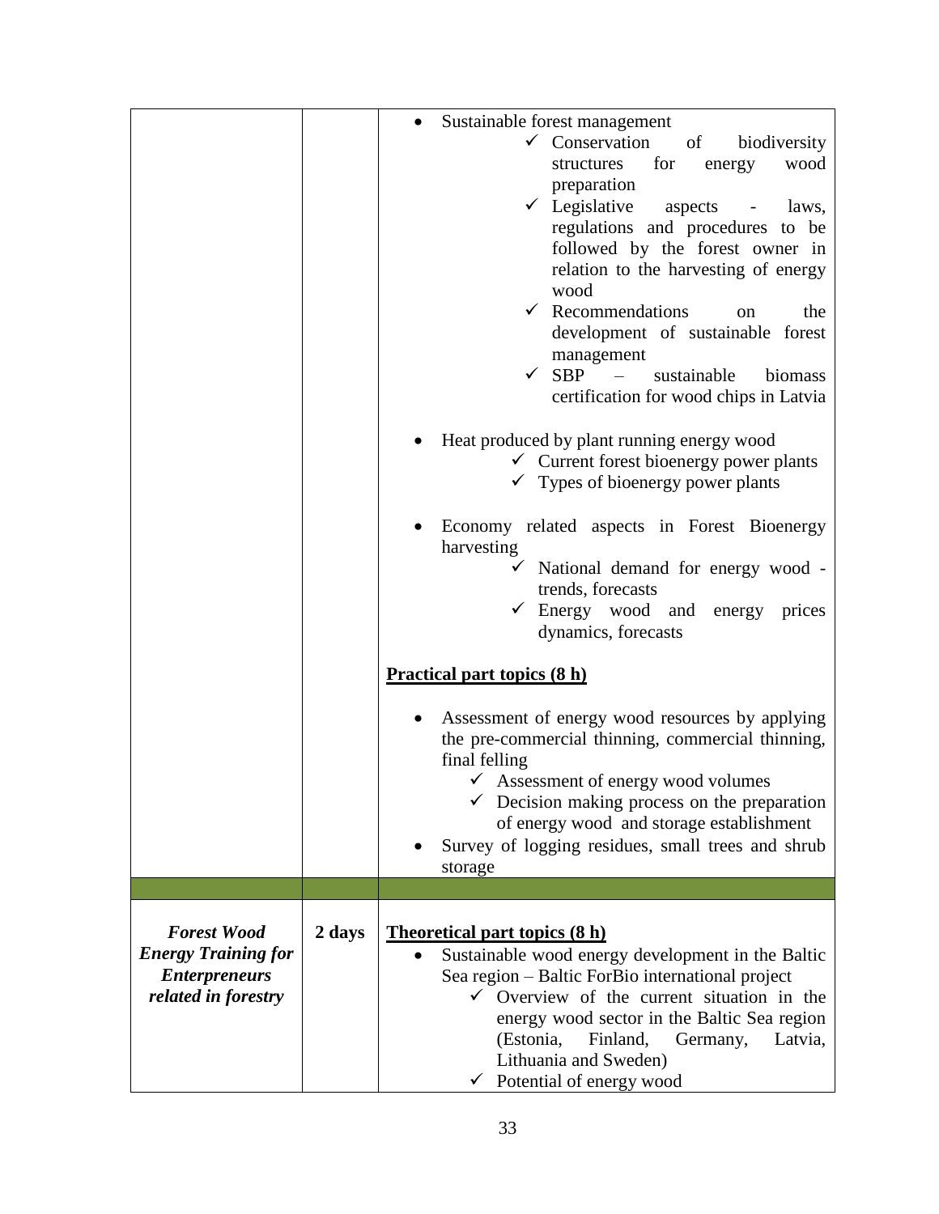| | | |
|---|---|---|
| | | • Sustainable forest management<br>✓ Conservation of biodiversity structures for energy wood preparation<br>✓ Legislative aspects - laws, regulations and procedures to be followed by the forest owner in relation to the harvesting of energy wood<br>✓ Recommendations on the development of sustainable forest management<br>✓ SBP – sustainable biomass certification for wood chips in Latvia<br><br>• Heat produced by plant running energy wood<br>✓ Current forest bioenergy power plants<br>✓ Types of bioenergy power plants<br><br>• Economy related aspects in Forest Bioenergy harvesting<br>✓ National demand for energy wood - trends, forecasts<br>✓ Energy wood and energy prices dynamics, forecasts<br><br>**<u>Practical part topics (8 h)</u>**<br><br>• Assessment of energy wood resources by applying the pre-commercial thinning, commercial thinning, final felling<br>✓ Assessment of energy wood volumes<br>✓ Decision making process on the preparation of energy wood and storage establishment<br>• Survey of logging residues, small trees and shrub storage |
| | | |
| ***Forest Wood Energy Training for Enterpreneurs related in forestry*** | **2 days** | **<u>Theoretical part topics (8 h)</u>**<br>• Sustainable wood energy development in the Baltic Sea region – Baltic ForBio international project<br>✓ Overview of the current situation in the energy wood sector in the Baltic Sea region (Estonia, Finland, Germany, Latvia, Lithuania and Sweden)<br>✓ Potential of energy wood |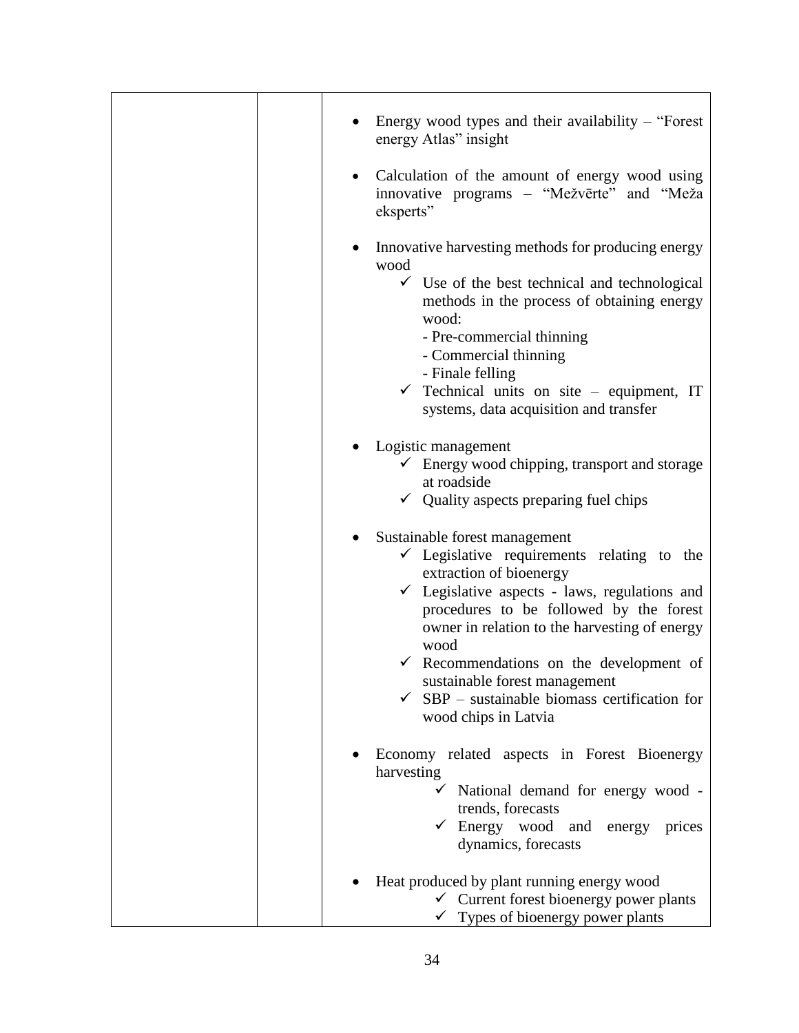| | | • Energy wood types and their availability – "Forest energy Atlas" insight<br><br>• Calculation of the amount of energy wood using innovative programs – "Mežvērte" and "Meža eksperts"<br><br>• Innovative harvesting methods for producing energy wood<br>✓ Use of the best technical and technological methods in the process of obtaining energy wood:<br>- Pre-commercial thinning<br>- Commercial thinning<br>- Finale felling<br>✓ Technical units on site – equipment, IT systems, data acquisition and transfer<br><br>• Logistic management<br>✓ Energy wood chipping, transport and storage at roadside<br>✓ Quality aspects preparing fuel chips<br><br>• Sustainable forest management<br>✓ Legislative requirements relating to the extraction of bioenergy<br>✓ Legislative aspects - laws, regulations and procedures to be followed by the forest owner in relation to the harvesting of energy wood<br>✓ Recommendations on the development of sustainable forest management<br>✓ SBP – sustainable biomass certification for wood chips in Latvia<br><br>• Economy related aspects in Forest Bioenergy harvesting<br>✓ National demand for energy wood - trends, forecasts<br>✓ Energy wood and energy prices dynamics, forecasts<br><br>• Heat produced by plant running energy wood<br>✓ Current forest bioenergy power plants<br>✓ Types of bioenergy power plants |
|---|---|---|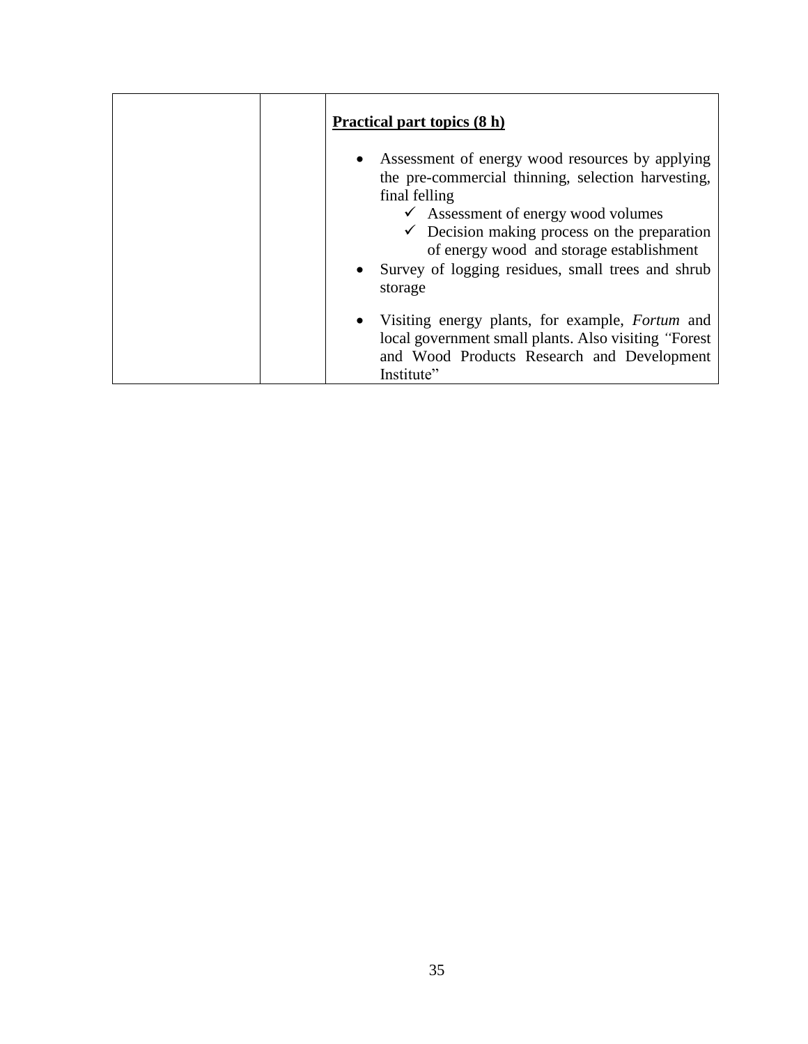| | | |
|---|---|---|
| | | **Practical part topics (8 h)**<br><br>• Assessment of energy wood resources by applying the pre-commercial thinning, selection harvesting, final felling<br>  ✓ Assessment of energy wood volumes<br>  ✓ Decision making process on the preparation of energy wood and storage establishment<br>• Survey of logging residues, small trees and shrub storage<br>• Visiting energy plants, for example, *Fortum* and local government small plants. Also visiting "Forest and Wood Products Research and Development Institute" |